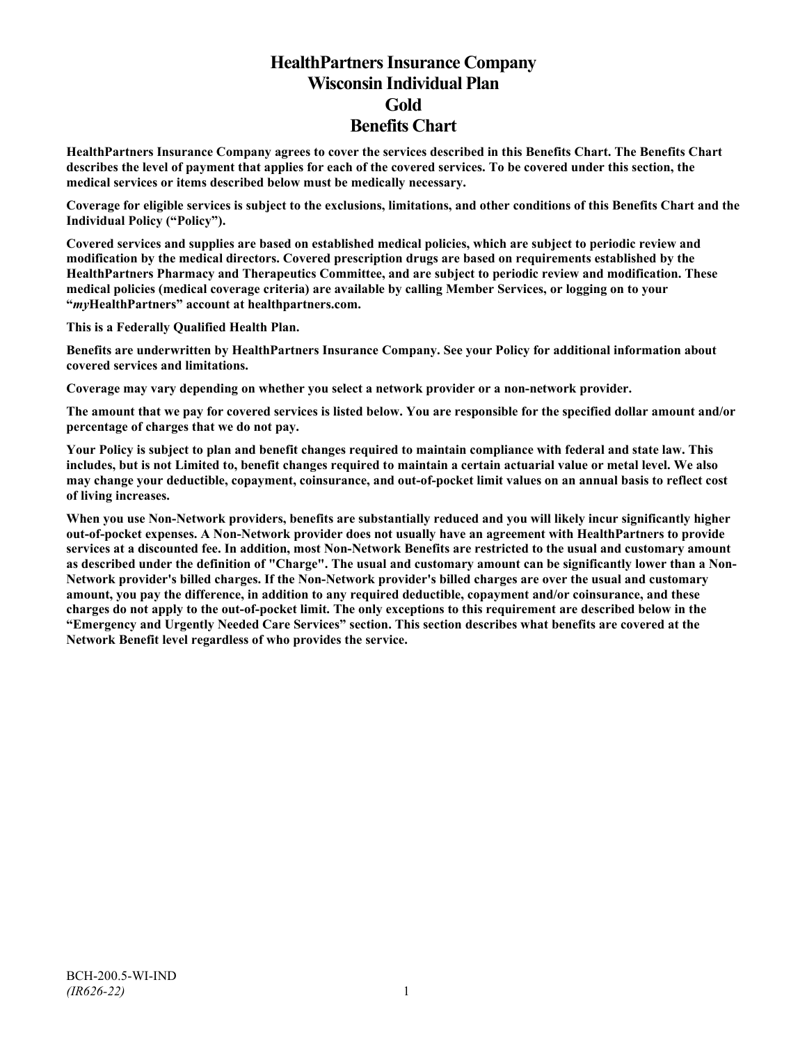# HealthPartners Insurance Company
# Wisconsin Individual Plan
# Gold
# Benefits Chart

**HealthPartners Insurance Company agrees to cover the services described in this Benefits Chart. The Benefits Chart describes the level of payment that applies for each of the covered services. To be covered under this section, the medical services or items described below must be medically necessary.**

**Coverage for eligible services is subject to the exclusions, limitations, and other conditions of this Benefits Chart and the Individual Policy ("Policy").**

**Covered services and supplies are based on established medical policies, which are subject to periodic review and modification by the medical directors. Covered prescription drugs are based on requirements established by the HealthPartners Pharmacy and Therapeutics Committee, and are subject to periodic review and modification. These medical policies (medical coverage criteria) are available by calling Member Services, or logging on to your "*my*HealthPartners" account at healthpartners.com.**

**This is a Federally Qualified Health Plan.**

**Benefits are underwritten by HealthPartners Insurance Company. See your Policy for additional information about covered services and limitations.**

**Coverage may vary depending on whether you select a network provider or a non-network provider.**

**The amount that we pay for covered services is listed below. You are responsible for the specified dollar amount and/or percentage of charges that we do not pay.**

**Your Policy is subject to plan and benefit changes required to maintain compliance with federal and state law. This includes, but is not Limited to, benefit changes required to maintain a certain actuarial value or metal level. We also may change your deductible, copayment, coinsurance, and out-of-pocket limit values on an annual basis to reflect cost of living increases.**

**When you use Non-Network providers, benefits are substantially reduced and you will likely incur significantly higher out-of-pocket expenses. A Non-Network provider does not usually have an agreement with HealthPartners to provide services at a discounted fee. In addition, most Non-Network Benefits are restricted to the usual and customary amount as described under the definition of "Charge". The usual and customary amount can be significantly lower than a Non-Network provider's billed charges. If the Non-Network provider's billed charges are over the usual and customary amount, you pay the difference, in addition to any required deductible, copayment and/or coinsurance, and these charges do not apply to the out-of-pocket limit. The only exceptions to this requirement are described below in the "Emergency and Urgently Needed Care Services" section. This section describes what benefits are covered at the Network Benefit level regardless of who provides the service.**

BCH-200.5-WI-IND
*(IR626-22)*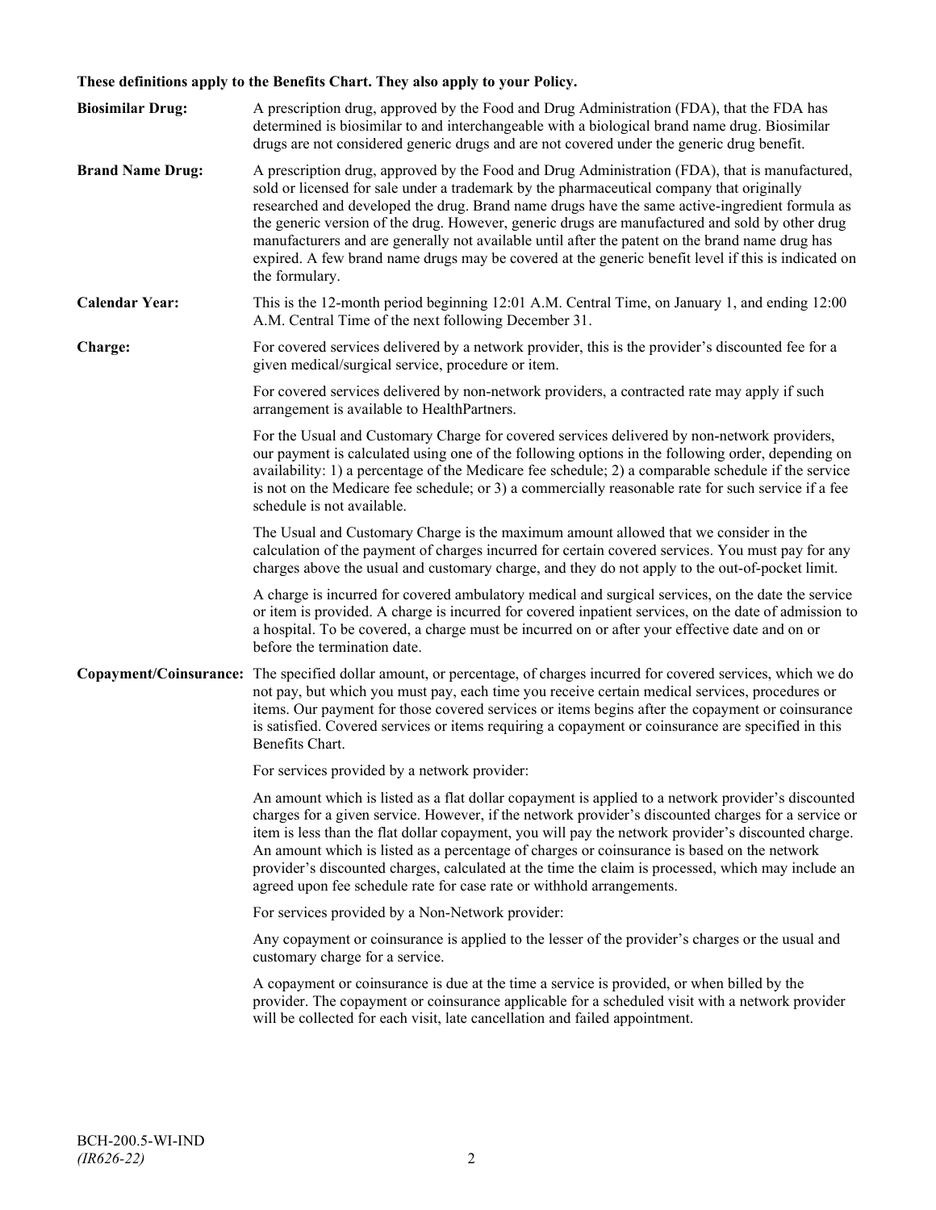**These definitions apply to the Benefits Chart. They also apply to your Policy.**

**Biosimilar Drug:** A prescription drug, approved by the Food and Drug Administration (FDA), that the FDA has determined is biosimilar to and interchangeable with a biological brand name drug. Biosimilar drugs are not considered generic drugs and are not covered under the generic drug benefit.

**Brand Name Drug:** A prescription drug, approved by the Food and Drug Administration (FDA), that is manufactured, sold or licensed for sale under a trademark by the pharmaceutical company that originally researched and developed the drug. Brand name drugs have the same active-ingredient formula as the generic version of the drug. However, generic drugs are manufactured and sold by other drug manufacturers and are generally not available until after the patent on the brand name drug has expired. A few brand name drugs may be covered at the generic benefit level if this is indicated on the formulary.

**Calendar Year:** This is the 12-month period beginning 12:01 A.M. Central Time, on January 1, and ending 12:00 A.M. Central Time of the next following December 31.

**Charge:** For covered services delivered by a network provider, this is the provider's discounted fee for a given medical/surgical service, procedure or item.

For covered services delivered by non-network providers, a contracted rate may apply if such arrangement is available to HealthPartners.

For the Usual and Customary Charge for covered services delivered by non-network providers, our payment is calculated using one of the following options in the following order, depending on availability: 1) a percentage of the Medicare fee schedule; 2) a comparable schedule if the service is not on the Medicare fee schedule; or 3) a commercially reasonable rate for such service if a fee schedule is not available.

The Usual and Customary Charge is the maximum amount allowed that we consider in the calculation of the payment of charges incurred for certain covered services. You must pay for any charges above the usual and customary charge, and they do not apply to the out-of-pocket limit.

A charge is incurred for covered ambulatory medical and surgical services, on the date the service or item is provided. A charge is incurred for covered inpatient services, on the date of admission to a hospital. To be covered, a charge must be incurred on or after your effective date and on or before the termination date.

**Copayment/Coinsurance:** The specified dollar amount, or percentage, of charges incurred for covered services, which we do not pay, but which you must pay, each time you receive certain medical services, procedures or items. Our payment for those covered services or items begins after the copayment or coinsurance is satisfied. Covered services or items requiring a copayment or coinsurance are specified in this Benefits Chart.

For services provided by a network provider:

An amount which is listed as a flat dollar copayment is applied to a network provider's discounted charges for a given service. However, if the network provider's discounted charges for a service or item is less than the flat dollar copayment, you will pay the network provider's discounted charge. An amount which is listed as a percentage of charges or coinsurance is based on the network provider's discounted charges, calculated at the time the claim is processed, which may include an agreed upon fee schedule rate for case rate or withhold arrangements.

For services provided by a Non-Network provider:

Any copayment or coinsurance is applied to the lesser of the provider's charges or the usual and customary charge for a service.

A copayment or coinsurance is due at the time a service is provided, or when billed by the provider. The copayment or coinsurance applicable for a scheduled visit with a network provider will be collected for each visit, late cancellation and failed appointment.

BCH-200.5-WI-IND
*(IR626-22)*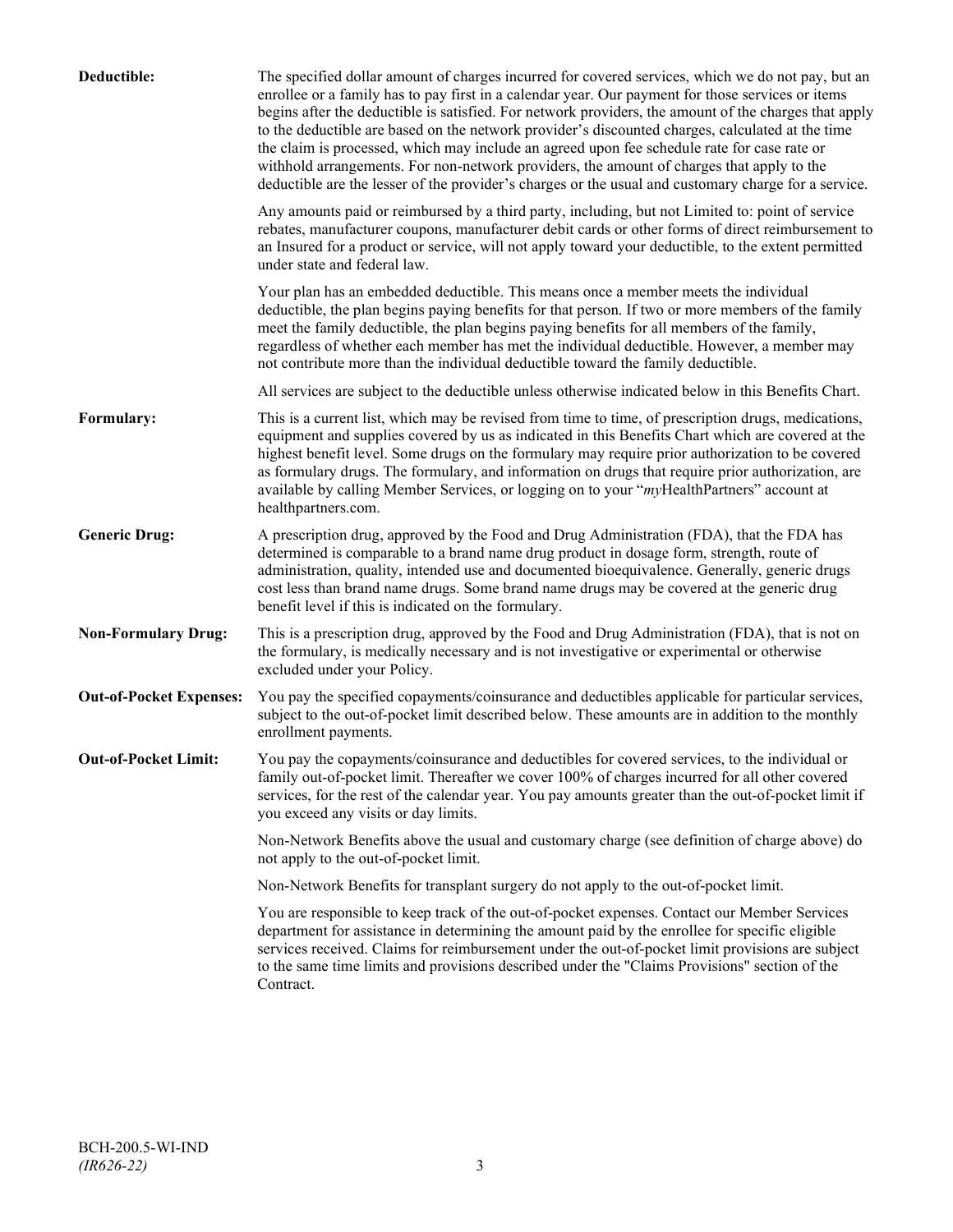**Deductible:** The specified dollar amount of charges incurred for covered services, which we do not pay, but an enrollee or a family has to pay first in a calendar year. Our payment for those services or items begins after the deductible is satisfied. For network providers, the amount of the charges that apply to the deductible are based on the network provider's discounted charges, calculated at the time the claim is processed, which may include an agreed upon fee schedule rate for case rate or withhold arrangements. For non-network providers, the amount of charges that apply to the deductible are the lesser of the provider's charges or the usual and customary charge for a service.

Any amounts paid or reimbursed by a third party, including, but not Limited to: point of service rebates, manufacturer coupons, manufacturer debit cards or other forms of direct reimbursement to an Insured for a product or service, will not apply toward your deductible, to the extent permitted under state and federal law.

Your plan has an embedded deductible. This means once a member meets the individual deductible, the plan begins paying benefits for that person. If two or more members of the family meet the family deductible, the plan begins paying benefits for all members of the family, regardless of whether each member has met the individual deductible. However, a member may not contribute more than the individual deductible toward the family deductible.

All services are subject to the deductible unless otherwise indicated below in this Benefits Chart.

**Formulary:** This is a current list, which may be revised from time to time, of prescription drugs, medications, equipment and supplies covered by us as indicated in this Benefits Chart which are covered at the highest benefit level. Some drugs on the formulary may require prior authorization to be covered as formulary drugs. The formulary, and information on drugs that require prior authorization, are available by calling Member Services, or logging on to your "*my*HealthPartners" account at healthpartners.com.

**Generic Drug:** A prescription drug, approved by the Food and Drug Administration (FDA), that the FDA has determined is comparable to a brand name drug product in dosage form, strength, route of administration, quality, intended use and documented bioequivalence. Generally, generic drugs cost less than brand name drugs. Some brand name drugs may be covered at the generic drug benefit level if this is indicated on the formulary.

**Non-Formulary Drug:** This is a prescription drug, approved by the Food and Drug Administration (FDA), that is not on the formulary, is medically necessary and is not investigative or experimental or otherwise excluded under your Policy.

**Out-of-Pocket Expenses:** You pay the specified copayments/coinsurance and deductibles applicable for particular services, subject to the out-of-pocket limit described below. These amounts are in addition to the monthly enrollment payments.

**Out-of-Pocket Limit:** You pay the copayments/coinsurance and deductibles for covered services, to the individual or family out-of-pocket limit. Thereafter we cover 100% of charges incurred for all other covered services, for the rest of the calendar year. You pay amounts greater than the out-of-pocket limit if you exceed any visits or day limits.

Non-Network Benefits above the usual and customary charge (see definition of charge above) do not apply to the out-of-pocket limit.

Non-Network Benefits for transplant surgery do not apply to the out-of-pocket limit.

You are responsible to keep track of the out-of-pocket expenses. Contact our Member Services department for assistance in determining the amount paid by the enrollee for specific eligible services received. Claims for reimbursement under the out-of-pocket limit provisions are subject to the same time limits and provisions described under the "Claims Provisions" section of the Contract.

BCH-200.5-WI-IND
*(IR626-22)*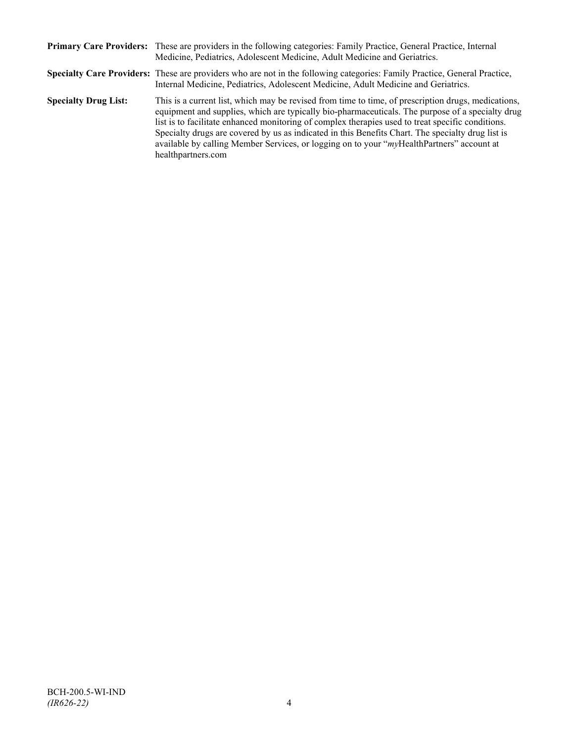**Primary Care Providers:** These are providers in the following categories: Family Practice, General Practice, Internal Medicine, Pediatrics, Adolescent Medicine, Adult Medicine and Geriatrics.

**Specialty Care Providers:** These are providers who are not in the following categories: Family Practice, General Practice, Internal Medicine, Pediatrics, Adolescent Medicine, Adult Medicine and Geriatrics.

**Specialty Drug List:** This is a current list, which may be revised from time to time, of prescription drugs, medications, equipment and supplies, which are typically bio-pharmaceuticals. The purpose of a specialty drug list is to facilitate enhanced monitoring of complex therapies used to treat specific conditions. Specialty drugs are covered by us as indicated in this Benefits Chart. The specialty drug list is available by calling Member Services, or logging on to your "*my*HealthPartners" account at healthpartners.com

BCH-200.5-WI-IND
*(IR626-22)*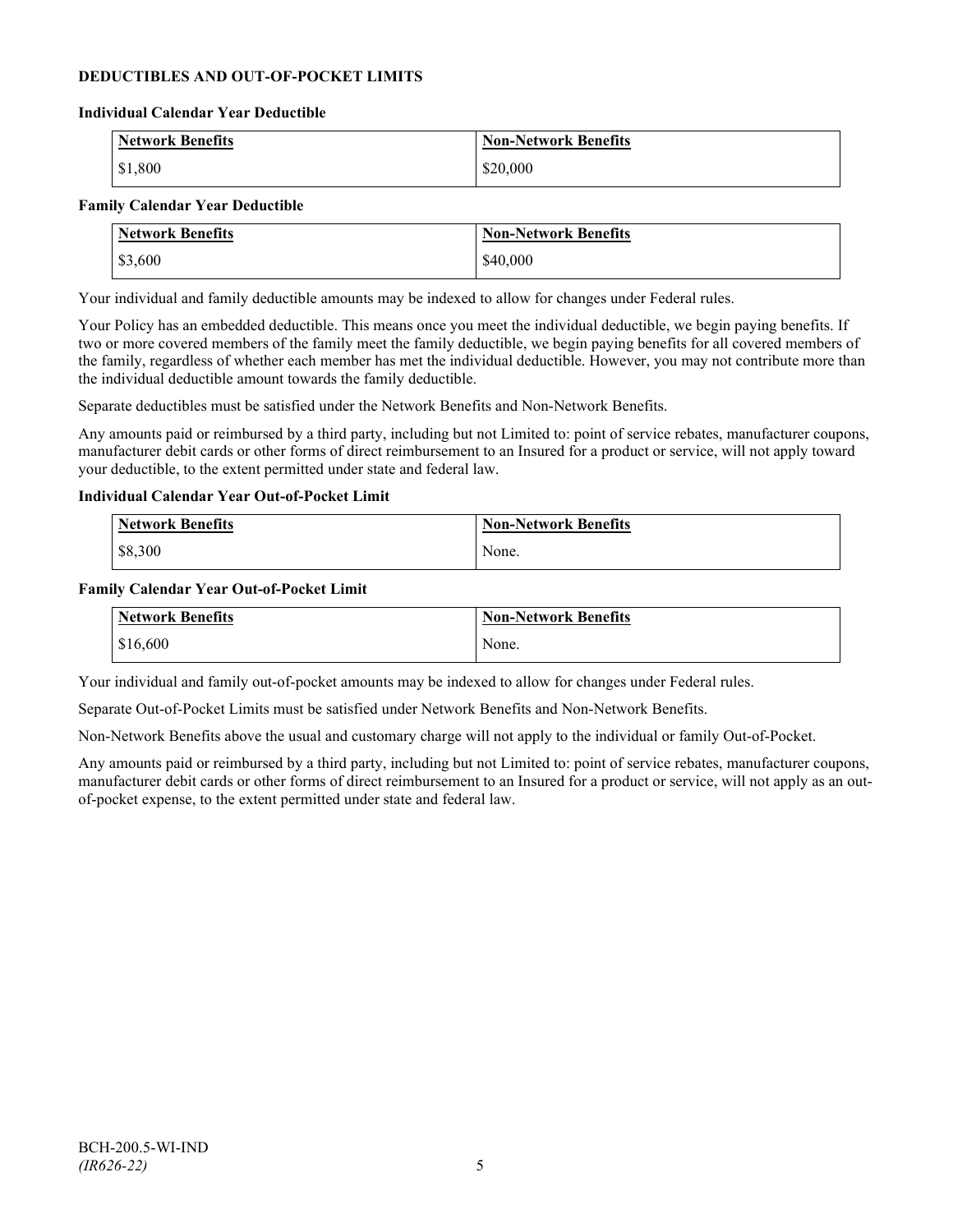**DEDUCTIBLES AND OUT-OF-POCKET LIMITS**

**Individual Calendar Year Deductible**

| Network Benefits | Non-Network Benefits |
|---|---|
| $1,800 | $20,000 |

**Family Calendar Year Deductible**

| Network Benefits | Non-Network Benefits |
|---|---|
| $3,600 | $40,000 |

Your individual and family deductible amounts may be indexed to allow for changes under Federal rules.

Your Policy has an embedded deductible. This means once you meet the individual deductible, we begin paying benefits. If two or more covered members of the family meet the family deductible, we begin paying benefits for all covered members of the family, regardless of whether each member has met the individual deductible. However, you may not contribute more than the individual deductible amount towards the family deductible.

Separate deductibles must be satisfied under the Network Benefits and Non-Network Benefits.

Any amounts paid or reimbursed by a third party, including but not Limited to: point of service rebates, manufacturer coupons, manufacturer debit cards or other forms of direct reimbursement to an Insured for a product or service, will not apply toward your deductible, to the extent permitted under state and federal law.

**Individual Calendar Year Out-of-Pocket Limit**

| Network Benefits | Non-Network Benefits |
|---|---|
| $8,300 | None. |

**Family Calendar Year Out-of-Pocket Limit**

| Network Benefits | Non-Network Benefits |
|---|---|
| $16,600 | None. |

Your individual and family out-of-pocket amounts may be indexed to allow for changes under Federal rules.

Separate Out-of-Pocket Limits must be satisfied under Network Benefits and Non-Network Benefits.

Non-Network Benefits above the usual and customary charge will not apply to the individual or family Out-of-Pocket.

Any amounts paid or reimbursed by a third party, including but not Limited to: point of service rebates, manufacturer coupons, manufacturer debit cards or other forms of direct reimbursement to an Insured for a product or service, will not apply as an out-of-pocket expense, to the extent permitted under state and federal law.

BCH-200.5-WI-IND
*(IR626-22)*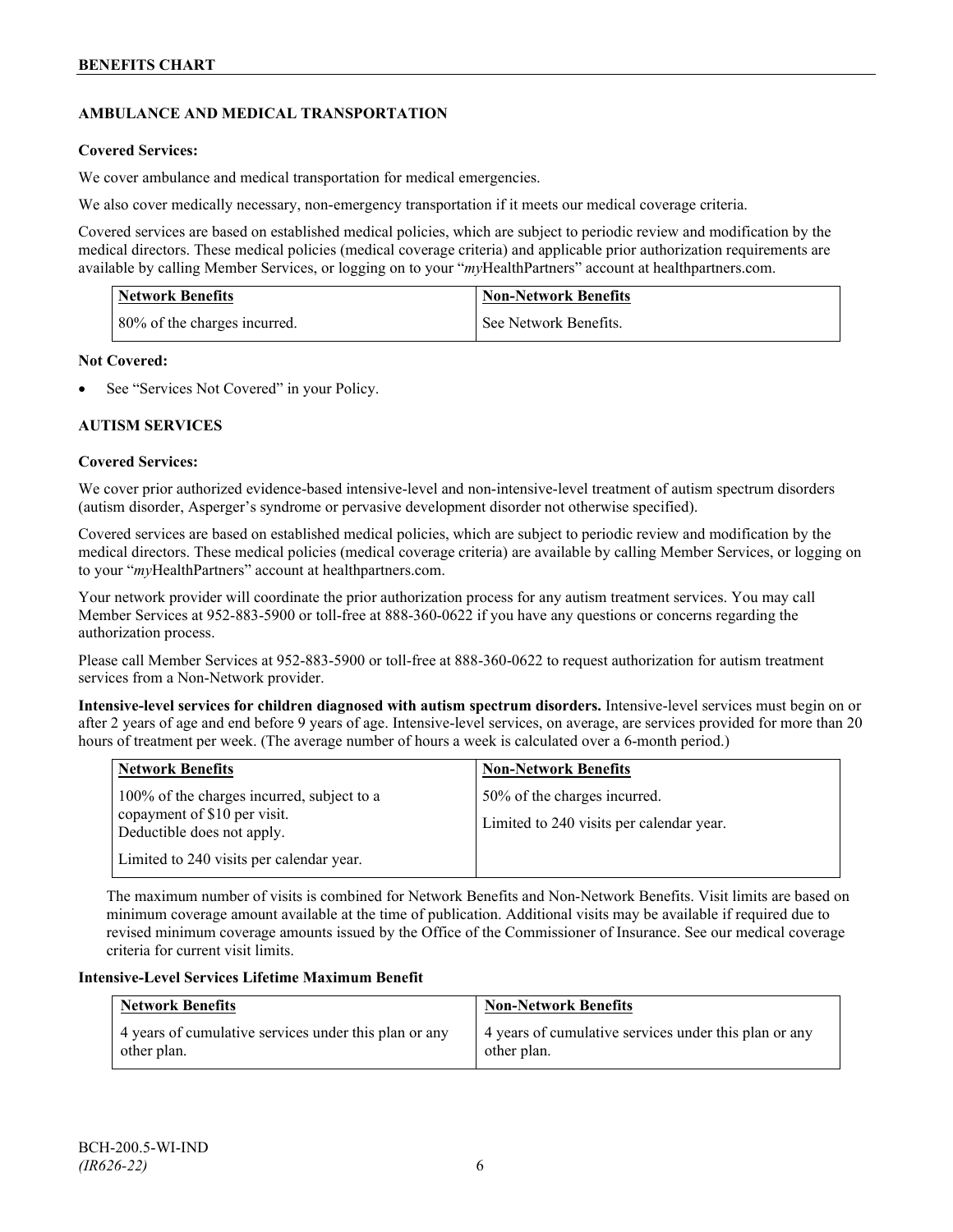### AMBULANCE AND MEDICAL TRANSPORTATION

**Covered Services:**

We cover ambulance and medical transportation for medical emergencies.

We also cover medically necessary, non-emergency transportation if it meets our medical coverage criteria.

Covered services are based on established medical policies, which are subject to periodic review and modification by the medical directors. These medical policies (medical coverage criteria) and applicable prior authorization requirements are available by calling Member Services, or logging on to your "*my*HealthPartners" account at healthpartners.com.

| Network Benefits | Non-Network Benefits |
|---|---|
| 80% of the charges incurred. | See Network Benefits. |

**Not Covered:**

- See "Services Not Covered" in your Policy.

### AUTISM SERVICES

**Covered Services:**

We cover prior authorized evidence-based intensive-level and non-intensive-level treatment of autism spectrum disorders (autism disorder, Asperger's syndrome or pervasive development disorder not otherwise specified).

Covered services are based on established medical policies, which are subject to periodic review and modification by the medical directors. These medical policies (medical coverage criteria) are available by calling Member Services, or logging on to your "*my*HealthPartners" account at healthpartners.com.

Your network provider will coordinate the prior authorization process for any autism treatment services. You may call Member Services at 952-883-5900 or toll-free at 888-360-0622 if you have any questions or concerns regarding the authorization process.

Please call Member Services at 952-883-5900 or toll-free at 888-360-0622 to request authorization for autism treatment services from a Non-Network provider.

**Intensive-level services for children diagnosed with autism spectrum disorders.** Intensive-level services must begin on or after 2 years of age and end before 9 years of age. Intensive-level services, on average, are services provided for more than 20 hours of treatment per week. (The average number of hours a week is calculated over a 6-month period.)

| Network Benefits | Non-Network Benefits |
|---|---|
| 100% of the charges incurred, subject to a copayment of $10 per visit. Deductible does not apply.<br><br>Limited to 240 visits per calendar year. | 50% of the charges incurred.<br><br>Limited to 240 visits per calendar year. |

The maximum number of visits is combined for Network Benefits and Non-Network Benefits. Visit limits are based on minimum coverage amount available at the time of publication. Additional visits may be available if required due to revised minimum coverage amounts issued by the Office of the Commissioner of Insurance. See our medical coverage criteria for current visit limits.

**Intensive-Level Services Lifetime Maximum Benefit**

| Network Benefits | Non-Network Benefits |
|---|---|
| 4 years of cumulative services under this plan or any other plan. | 4 years of cumulative services under this plan or any other plan. |

BCH-200.5-WI-IND
*(IR626-22)*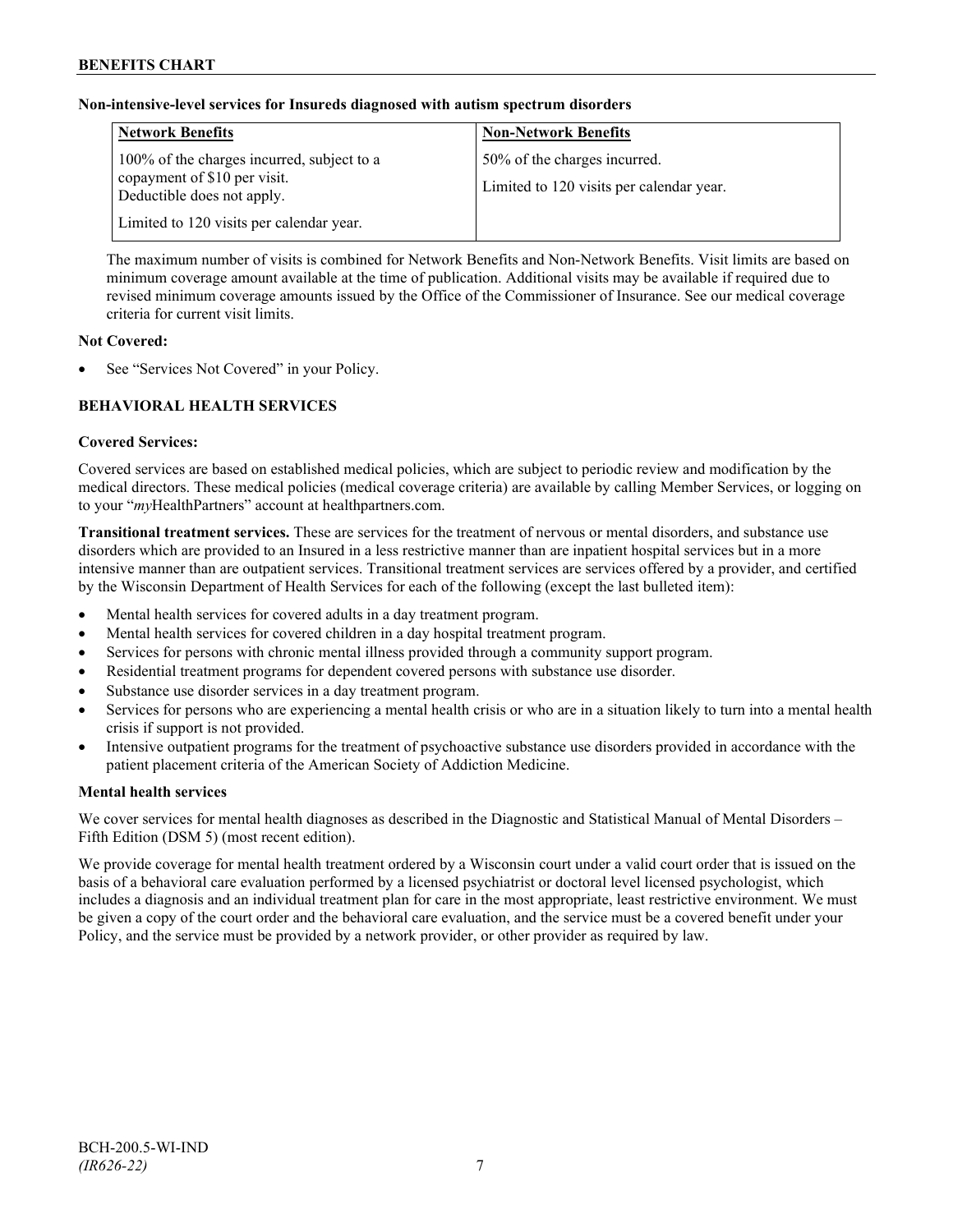**Non-intensive-level services for Insureds diagnosed with autism spectrum disorders**

| Network Benefits | Non-Network Benefits |
|---|---|
| 100% of the charges incurred, subject to a copayment of $10 per visit. Deductible does not apply.<br><br>Limited to 120 visits per calendar year. | 50% of the charges incurred.<br><br>Limited to 120 visits per calendar year. |

The maximum number of visits is combined for Network Benefits and Non-Network Benefits. Visit limits are based on minimum coverage amount available at the time of publication. Additional visits may be available if required due to revised minimum coverage amounts issued by the Office of the Commissioner of Insurance. See our medical coverage criteria for current visit limits.

**Not Covered:**

- See "Services Not Covered" in your Policy.

## BEHAVIORAL HEALTH SERVICES

**Covered Services:**

Covered services are based on established medical policies, which are subject to periodic review and modification by the medical directors. These medical policies (medical coverage criteria) are available by calling Member Services, or logging on to your "*my*HealthPartners" account at healthpartners.com.

**Transitional treatment services.** These are services for the treatment of nervous or mental disorders, and substance use disorders which are provided to an Insured in a less restrictive manner than are inpatient hospital services but in a more intensive manner than are outpatient services. Transitional treatment services are services offered by a provider, and certified by the Wisconsin Department of Health Services for each of the following (except the last bulleted item):

- Mental health services for covered adults in a day treatment program.
- Mental health services for covered children in a day hospital treatment program.
- Services for persons with chronic mental illness provided through a community support program.
- Residential treatment programs for dependent covered persons with substance use disorder.
- Substance use disorder services in a day treatment program.
- Services for persons who are experiencing a mental health crisis or who are in a situation likely to turn into a mental health crisis if support is not provided.
- Intensive outpatient programs for the treatment of psychoactive substance use disorders provided in accordance with the patient placement criteria of the American Society of Addiction Medicine.

**Mental health services**

We cover services for mental health diagnoses as described in the Diagnostic and Statistical Manual of Mental Disorders – Fifth Edition (DSM 5) (most recent edition).

We provide coverage for mental health treatment ordered by a Wisconsin court under a valid court order that is issued on the basis of a behavioral care evaluation performed by a licensed psychiatrist or doctoral level licensed psychologist, which includes a diagnosis and an individual treatment plan for care in the most appropriate, least restrictive environment. We must be given a copy of the court order and the behavioral care evaluation, and the service must be a covered benefit under your Policy, and the service must be provided by a network provider, or other provider as required by law.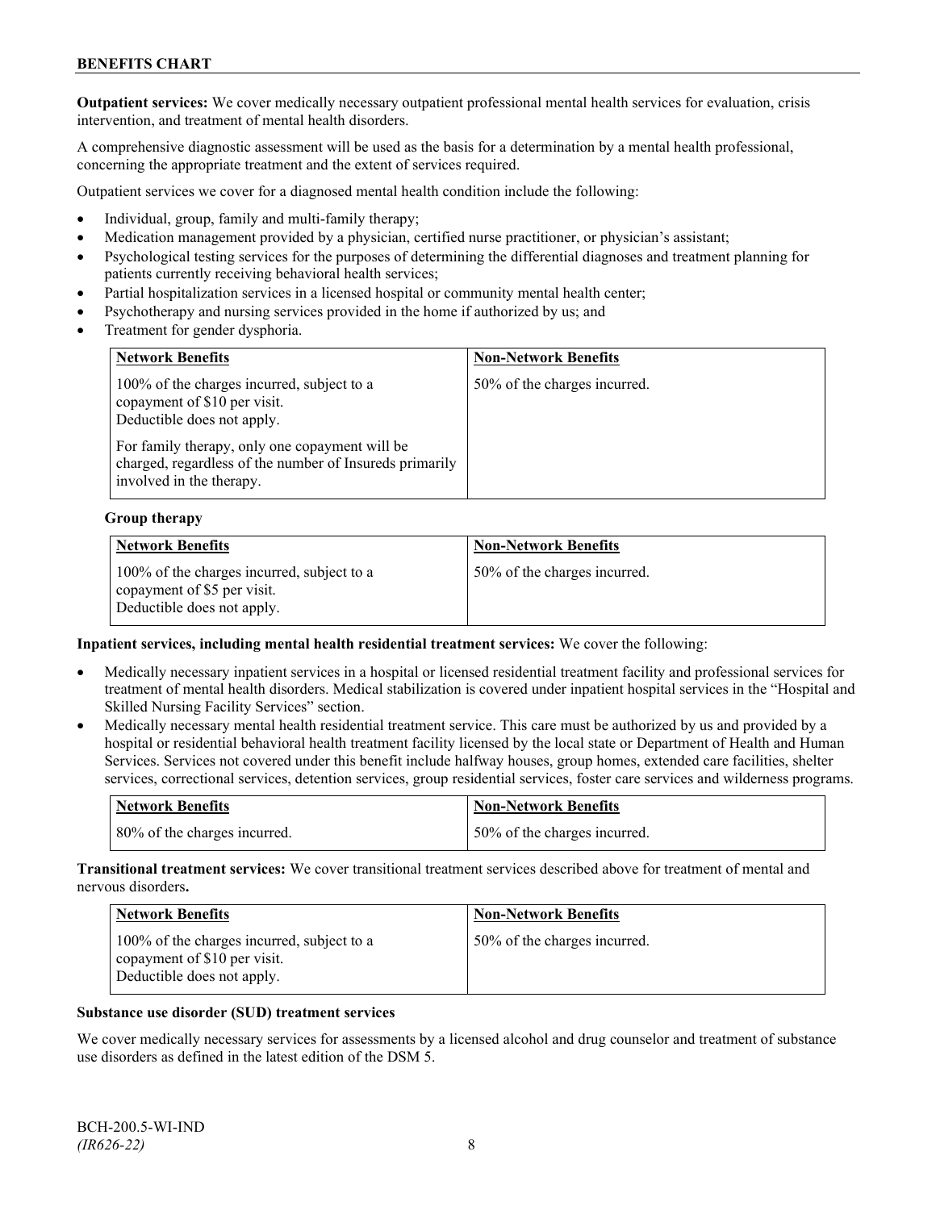**Outpatient services:** We cover medically necessary outpatient professional mental health services for evaluation, crisis intervention, and treatment of mental health disorders.

A comprehensive diagnostic assessment will be used as the basis for a determination by a mental health professional, concerning the appropriate treatment and the extent of services required.

Outpatient services we cover for a diagnosed mental health condition include the following:

- Individual, group, family and multi-family therapy;
- Medication management provided by a physician, certified nurse practitioner, or physician's assistant;
- Psychological testing services for the purposes of determining the differential diagnoses and treatment planning for patients currently receiving behavioral health services;
- Partial hospitalization services in a licensed hospital or community mental health center;
- Psychotherapy and nursing services provided in the home if authorized by us; and
- Treatment for gender dysphoria.

| Network Benefits | Non-Network Benefits |
|---|---|
| 100% of the charges incurred, subject to a copayment of $10 per visit. Deductible does not apply.<br><br>For family therapy, only one copayment will be charged, regardless of the number of Insureds primarily involved in the therapy. | 50% of the charges incurred. |

**Group therapy**

| Network Benefits | Non-Network Benefits |
|---|---|
| 100% of the charges incurred, subject to a copayment of $5 per visit. Deductible does not apply. | 50% of the charges incurred. |

**Inpatient services, including mental health residential treatment services:** We cover the following:

- Medically necessary inpatient services in a hospital or licensed residential treatment facility and professional services for treatment of mental health disorders. Medical stabilization is covered under inpatient hospital services in the "Hospital and Skilled Nursing Facility Services" section.
- Medically necessary mental health residential treatment service. This care must be authorized by us and provided by a hospital or residential behavioral health treatment facility licensed by the local state or Department of Health and Human Services. Services not covered under this benefit include halfway houses, group homes, extended care facilities, shelter services, correctional services, detention services, group residential services, foster care services and wilderness programs.

| Network Benefits | Non-Network Benefits |
|---|---|
| 80% of the charges incurred. | 50% of the charges incurred. |

**Transitional treatment services:** We cover transitional treatment services described above for treatment of mental and nervous disorders**.**

| Network Benefits | Non-Network Benefits |
|---|---|
| 100% of the charges incurred, subject to a copayment of $10 per visit. Deductible does not apply. | 50% of the charges incurred. |

**Substance use disorder (SUD) treatment services**

We cover medically necessary services for assessments by a licensed alcohol and drug counselor and treatment of substance use disorders as defined in the latest edition of the DSM 5.

BCH-200.5-WI-IND
*(IR626-22)*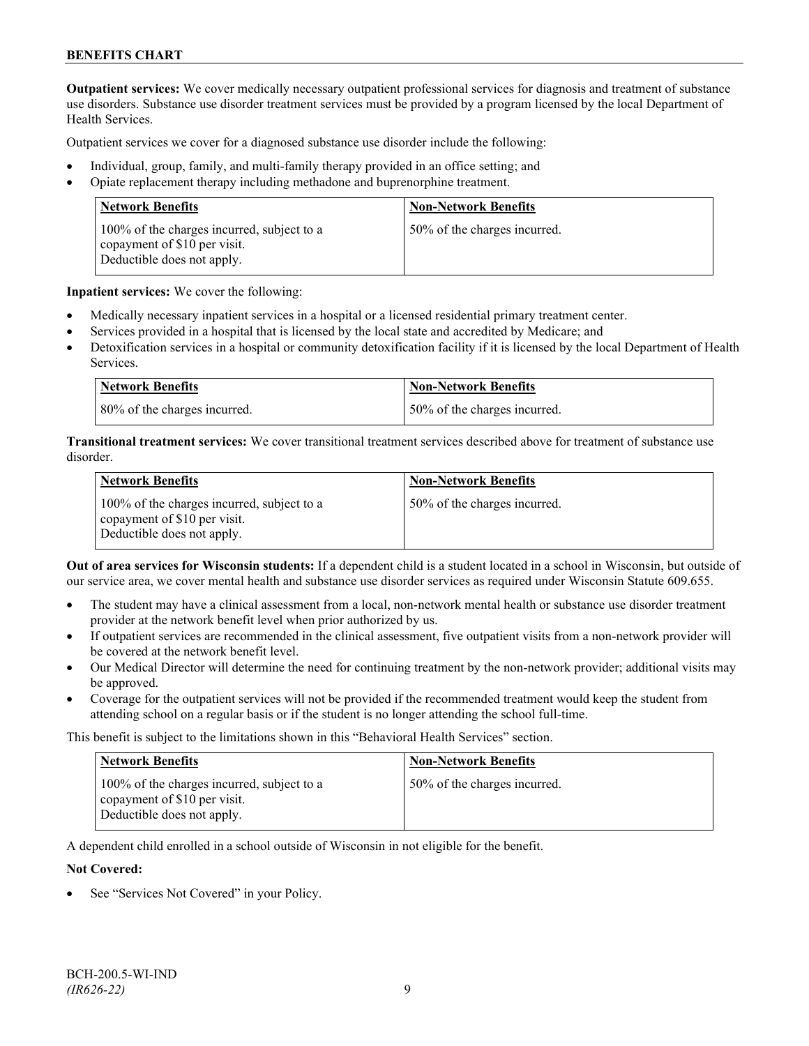**Outpatient services:** We cover medically necessary outpatient professional services for diagnosis and treatment of substance use disorders. Substance use disorder treatment services must be provided by a program licensed by the local Department of Health Services.

Outpatient services we cover for a diagnosed substance use disorder include the following:

- Individual, group, family, and multi-family therapy provided in an office setting; and
- Opiate replacement therapy including methadone and buprenorphine treatment.

| Network Benefits | Non-Network Benefits |
|---|---|
| 100% of the charges incurred, subject to a copayment of $10 per visit. Deductible does not apply. | 50% of the charges incurred. |

**Inpatient services:** We cover the following:

- Medically necessary inpatient services in a hospital or a licensed residential primary treatment center.
- Services provided in a hospital that is licensed by the local state and accredited by Medicare; and
- Detoxification services in a hospital or community detoxification facility if it is licensed by the local Department of Health Services.

| Network Benefits | Non-Network Benefits |
|---|---|
| 80% of the charges incurred. | 50% of the charges incurred. |

**Transitional treatment services:** We cover transitional treatment services described above for treatment of substance use disorder.

| Network Benefits | Non-Network Benefits |
|---|---|
| 100% of the charges incurred, subject to a copayment of $10 per visit. Deductible does not apply. | 50% of the charges incurred. |

**Out of area services for Wisconsin students:** If a dependent child is a student located in a school in Wisconsin, but outside of our service area, we cover mental health and substance use disorder services as required under Wisconsin Statute 609.655.

- The student may have a clinical assessment from a local, non-network mental health or substance use disorder treatment provider at the network benefit level when prior authorized by us.
- If outpatient services are recommended in the clinical assessment, five outpatient visits from a non-network provider will be covered at the network benefit level.
- Our Medical Director will determine the need for continuing treatment by the non-network provider; additional visits may be approved.
- Coverage for the outpatient services will not be provided if the recommended treatment would keep the student from attending school on a regular basis or if the student is no longer attending the school full-time.

This benefit is subject to the limitations shown in this "Behavioral Health Services" section.

| Network Benefits | Non-Network Benefits |
|---|---|
| 100% of the charges incurred, subject to a copayment of $10 per visit. Deductible does not apply. | 50% of the charges incurred. |

A dependent child enrolled in a school outside of Wisconsin in not eligible for the benefit.

**Not Covered:**

- See "Services Not Covered" in your Policy.

BCH-200.5-WI-IND
*(IR626-22)*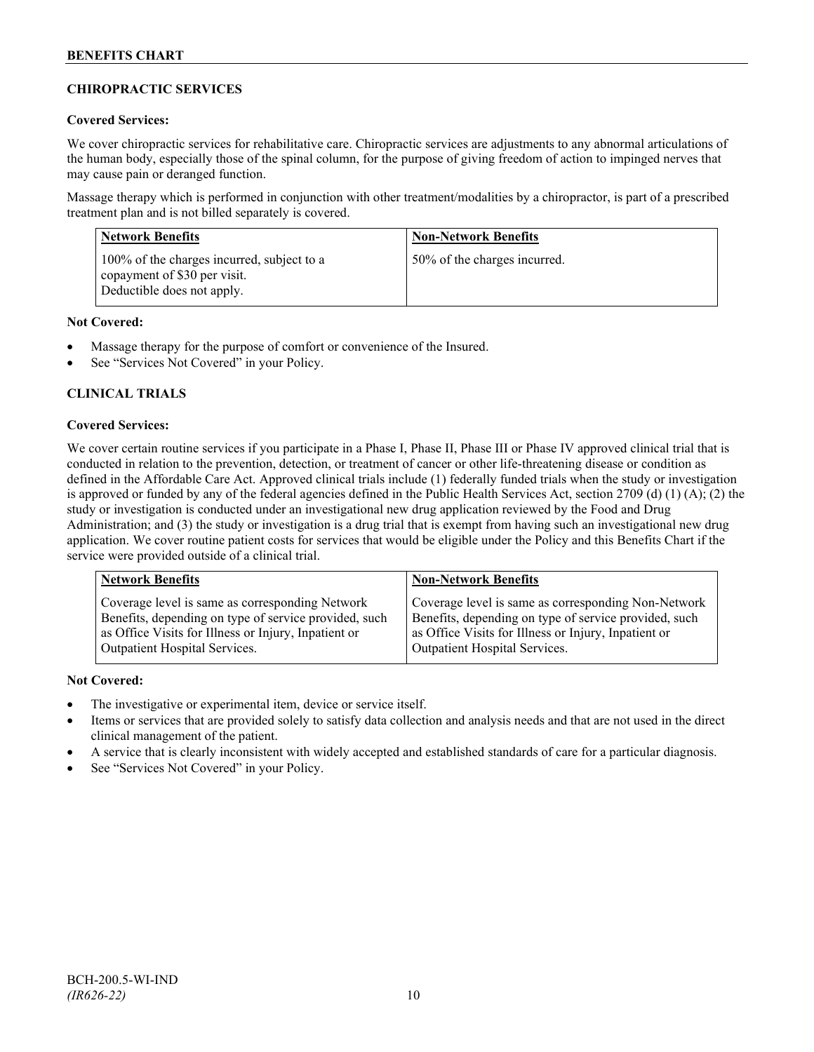## CHIROPRACTIC SERVICES

**Covered Services:**

We cover chiropractic services for rehabilitative care. Chiropractic services are adjustments to any abnormal articulations of the human body, especially those of the spinal column, for the purpose of giving freedom of action to impinged nerves that may cause pain or deranged function.

Massage therapy which is performed in conjunction with other treatment/modalities by a chiropractor, is part of a prescribed treatment plan and is not billed separately is covered.

| Network Benefits | Non-Network Benefits |
|---|---|
| 100% of the charges incurred, subject to a copayment of $30 per visit. Deductible does not apply. | 50% of the charges incurred. |

**Not Covered:**

- Massage therapy for the purpose of comfort or convenience of the Insured.
- See "Services Not Covered" in your Policy.

## CLINICAL TRIALS

**Covered Services:**

We cover certain routine services if you participate in a Phase I, Phase II, Phase III or Phase IV approved clinical trial that is conducted in relation to the prevention, detection, or treatment of cancer or other life-threatening disease or condition as defined in the Affordable Care Act. Approved clinical trials include (1) federally funded trials when the study or investigation is approved or funded by any of the federal agencies defined in the Public Health Services Act, section 2709 (d) (1) (A); (2) the study or investigation is conducted under an investigational new drug application reviewed by the Food and Drug Administration; and (3) the study or investigation is a drug trial that is exempt from having such an investigational new drug application. We cover routine patient costs for services that would be eligible under the Policy and this Benefits Chart if the service were provided outside of a clinical trial.

| Network Benefits | Non-Network Benefits |
|---|---|
| Coverage level is same as corresponding Network Benefits, depending on type of service provided, such as Office Visits for Illness or Injury, Inpatient or Outpatient Hospital Services. | Coverage level is same as corresponding Non-Network Benefits, depending on type of service provided, such as Office Visits for Illness or Injury, Inpatient or Outpatient Hospital Services. |

**Not Covered:**

- The investigative or experimental item, device or service itself.
- Items or services that are provided solely to satisfy data collection and analysis needs and that are not used in the direct clinical management of the patient.
- A service that is clearly inconsistent with widely accepted and established standards of care for a particular diagnosis.
- See "Services Not Covered" in your Policy.

BCH-200.5-WI-IND
*(IR626-22)*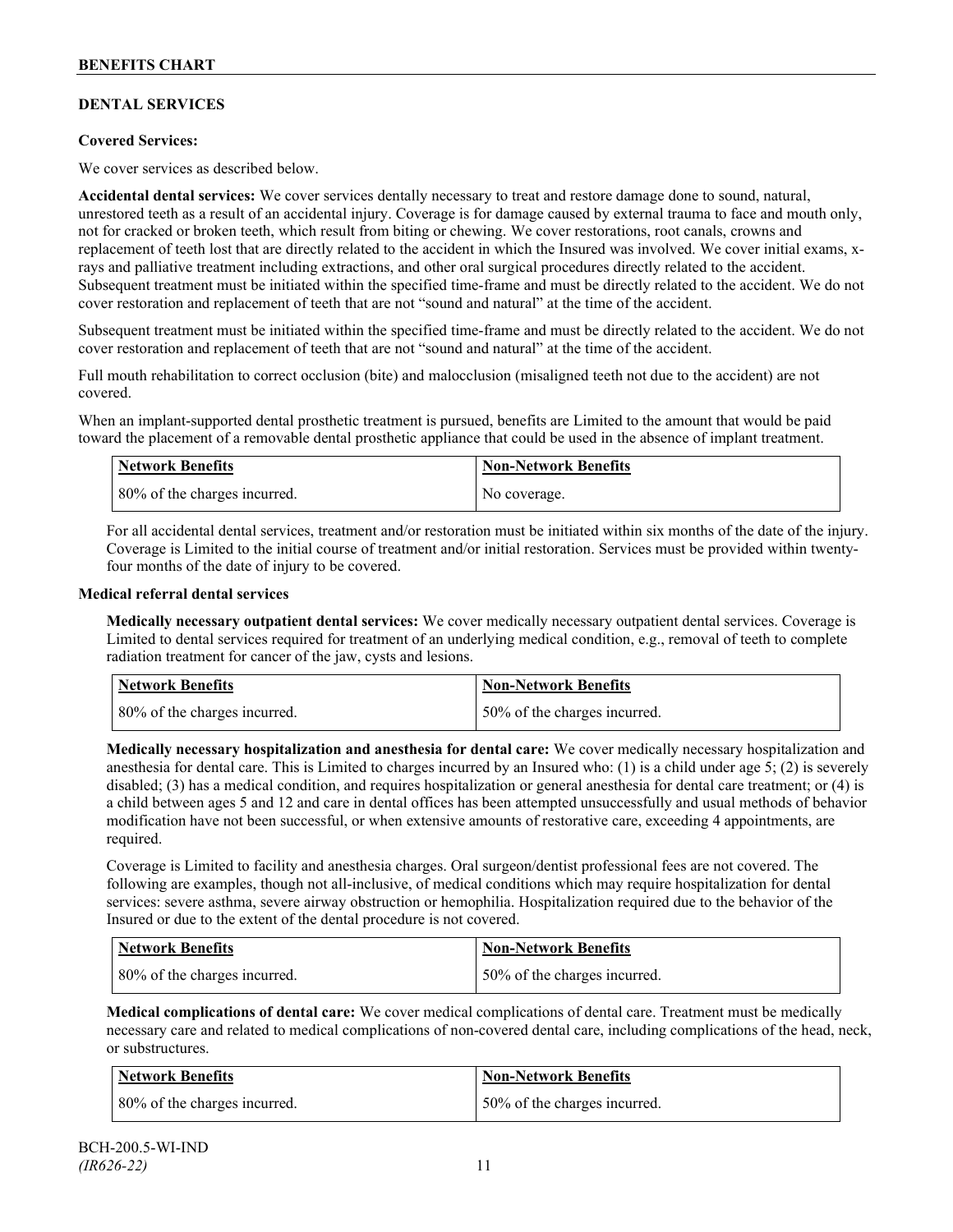## DENTAL SERVICES

**Covered Services:**

We cover services as described below.

**Accidental dental services:** We cover services dentally necessary to treat and restore damage done to sound, natural, unrestored teeth as a result of an accidental injury. Coverage is for damage caused by external trauma to face and mouth only, not for cracked or broken teeth, which result from biting or chewing. We cover restorations, root canals, crowns and replacement of teeth lost that are directly related to the accident in which the Insured was involved. We cover initial exams, x-rays and palliative treatment including extractions, and other oral surgical procedures directly related to the accident. Subsequent treatment must be initiated within the specified time-frame and must be directly related to the accident. We do not cover restoration and replacement of teeth that are not "sound and natural" at the time of the accident.

Subsequent treatment must be initiated within the specified time-frame and must be directly related to the accident. We do not cover restoration and replacement of teeth that are not "sound and natural" at the time of the accident.

Full mouth rehabilitation to correct occlusion (bite) and malocclusion (misaligned teeth not due to the accident) are not covered.

When an implant-supported dental prosthetic treatment is pursued, benefits are Limited to the amount that would be paid toward the placement of a removable dental prosthetic appliance that could be used in the absence of implant treatment.

| Network Benefits | Non-Network Benefits |
| --- | --- |
| 80% of the charges incurred. | No coverage. |

For all accidental dental services, treatment and/or restoration must be initiated within six months of the date of the injury. Coverage is Limited to the initial course of treatment and/or initial restoration. Services must be provided within twenty-four months of the date of injury to be covered.

**Medical referral dental services**

**Medically necessary outpatient dental services:** We cover medically necessary outpatient dental services. Coverage is Limited to dental services required for treatment of an underlying medical condition, e.g., removal of teeth to complete radiation treatment for cancer of the jaw, cysts and lesions.

| Network Benefits | Non-Network Benefits |
| --- | --- |
| 80% of the charges incurred. | 50% of the charges incurred. |

**Medically necessary hospitalization and anesthesia for dental care:** We cover medically necessary hospitalization and anesthesia for dental care. This is Limited to charges incurred by an Insured who: (1) is a child under age 5; (2) is severely disabled; (3) has a medical condition, and requires hospitalization or general anesthesia for dental care treatment; or (4) is a child between ages 5 and 12 and care in dental offices has been attempted unsuccessfully and usual methods of behavior modification have not been successful, or when extensive amounts of restorative care, exceeding 4 appointments, are required.

Coverage is Limited to facility and anesthesia charges. Oral surgeon/dentist professional fees are not covered. The following are examples, though not all-inclusive, of medical conditions which may require hospitalization for dental services: severe asthma, severe airway obstruction or hemophilia. Hospitalization required due to the behavior of the Insured or due to the extent of the dental procedure is not covered.

| Network Benefits | Non-Network Benefits |
| --- | --- |
| 80% of the charges incurred. | 50% of the charges incurred. |

**Medical complications of dental care:** We cover medical complications of dental care. Treatment must be medically necessary care and related to medical complications of non-covered dental care, including complications of the head, neck, or substructures.

| Network Benefits | Non-Network Benefits |
| --- | --- |
| 80% of the charges incurred. | 50% of the charges incurred. |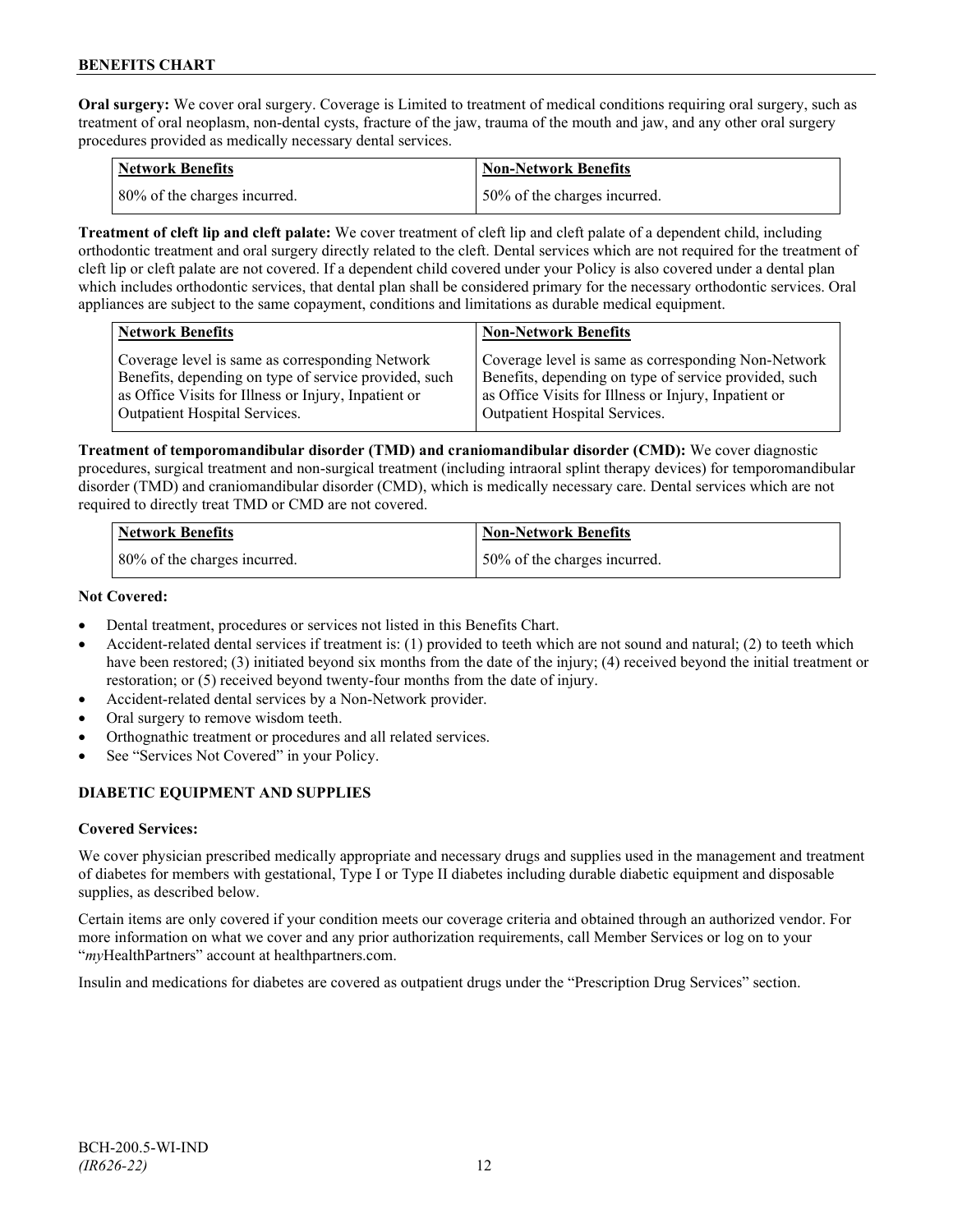**Oral surgery:** We cover oral surgery. Coverage is Limited to treatment of medical conditions requiring oral surgery, such as treatment of oral neoplasm, non-dental cysts, fracture of the jaw, trauma of the mouth and jaw, and any other oral surgery procedures provided as medically necessary dental services.

| Network Benefits | Non-Network Benefits |
|---|---|
| 80% of the charges incurred. | 50% of the charges incurred. |

**Treatment of cleft lip and cleft palate:** We cover treatment of cleft lip and cleft palate of a dependent child, including orthodontic treatment and oral surgery directly related to the cleft. Dental services which are not required for the treatment of cleft lip or cleft palate are not covered. If a dependent child covered under your Policy is also covered under a dental plan which includes orthodontic services, that dental plan shall be considered primary for the necessary orthodontic services. Oral appliances are subject to the same copayment, conditions and limitations as durable medical equipment.

| Network Benefits | Non-Network Benefits |
|---|---|
| Coverage level is same as corresponding Network Benefits, depending on type of service provided, such as Office Visits for Illness or Injury, Inpatient or Outpatient Hospital Services. | Coverage level is same as corresponding Non-Network Benefits, depending on type of service provided, such as Office Visits for Illness or Injury, Inpatient or Outpatient Hospital Services. |

**Treatment of temporomandibular disorder (TMD) and craniomandibular disorder (CMD):** We cover diagnostic procedures, surgical treatment and non-surgical treatment (including intraoral splint therapy devices) for temporomandibular disorder (TMD) and craniomandibular disorder (CMD), which is medically necessary care. Dental services which are not required to directly treat TMD or CMD are not covered.

| Network Benefits | Non-Network Benefits |
|---|---|
| 80% of the charges incurred. | 50% of the charges incurred. |

**Not Covered:**

- Dental treatment, procedures or services not listed in this Benefits Chart.
- Accident-related dental services if treatment is: (1) provided to teeth which are not sound and natural; (2) to teeth which have been restored; (3) initiated beyond six months from the date of the injury; (4) received beyond the initial treatment or restoration; or (5) received beyond twenty-four months from the date of injury.
- Accident-related dental services by a Non-Network provider.
- Oral surgery to remove wisdom teeth.
- Orthognathic treatment or procedures and all related services.
- See "Services Not Covered" in your Policy.

### DIABETIC EQUIPMENT AND SUPPLIES

**Covered Services:**

We cover physician prescribed medically appropriate and necessary drugs and supplies used in the management and treatment of diabetes for members with gestational, Type I or Type II diabetes including durable diabetic equipment and disposable supplies, as described below.

Certain items are only covered if your condition meets our coverage criteria and obtained through an authorized vendor. For more information on what we cover and any prior authorization requirements, call Member Services or log on to your "*my*HealthPartners" account at healthpartners.com.

Insulin and medications for diabetes are covered as outpatient drugs under the "Prescription Drug Services" section.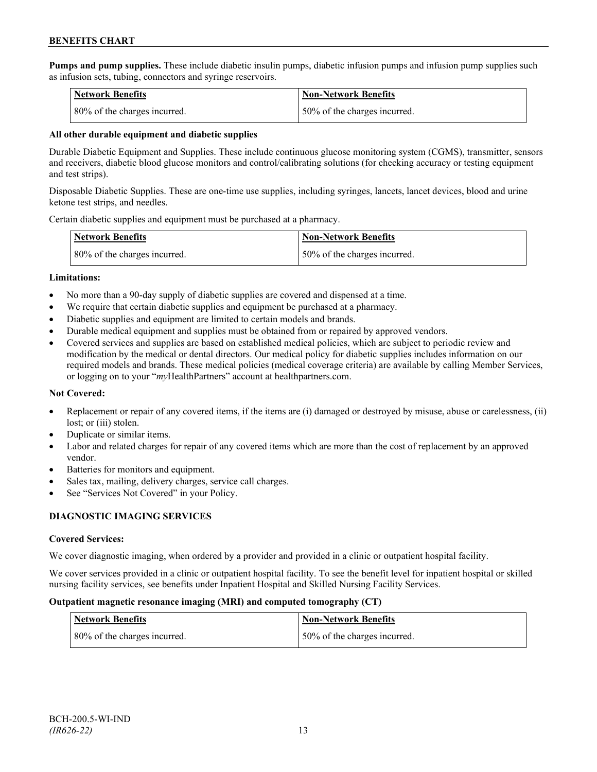**Pumps and pump supplies.** These include diabetic insulin pumps, diabetic infusion pumps and infusion pump supplies such as infusion sets, tubing, connectors and syringe reservoirs.

| Network Benefits | Non-Network Benefits |
|---|---|
| 80% of the charges incurred. | 50% of the charges incurred. |

**All other durable equipment and diabetic supplies**

Durable Diabetic Equipment and Supplies. These include continuous glucose monitoring system (CGMS), transmitter, sensors and receivers, diabetic blood glucose monitors and control/calibrating solutions (for checking accuracy or testing equipment and test strips).

Disposable Diabetic Supplies. These are one-time use supplies, including syringes, lancets, lancet devices, blood and urine ketone test strips, and needles.

Certain diabetic supplies and equipment must be purchased at a pharmacy.

| Network Benefits | Non-Network Benefits |
|---|---|
| 80% of the charges incurred. | 50% of the charges incurred. |

**Limitations:**

- No more than a 90-day supply of diabetic supplies are covered and dispensed at a time.
- We require that certain diabetic supplies and equipment be purchased at a pharmacy.
- Diabetic supplies and equipment are limited to certain models and brands.
- Durable medical equipment and supplies must be obtained from or repaired by approved vendors.
- Covered services and supplies are based on established medical policies, which are subject to periodic review and modification by the medical or dental directors. Our medical policy for diabetic supplies includes information on our required models and brands. These medical policies (medical coverage criteria) are available by calling Member Services, or logging on to your "*my*HealthPartners" account at healthpartners.com.

**Not Covered:**

- Replacement or repair of any covered items, if the items are (i) damaged or destroyed by misuse, abuse or carelessness, (ii) lost; or (iii) stolen.
- Duplicate or similar items.
- Labor and related charges for repair of any covered items which are more than the cost of replacement by an approved vendor.
- Batteries for monitors and equipment.
- Sales tax, mailing, delivery charges, service call charges.
- See "Services Not Covered" in your Policy.

## DIAGNOSTIC IMAGING SERVICES

**Covered Services:**

We cover diagnostic imaging, when ordered by a provider and provided in a clinic or outpatient hospital facility.

We cover services provided in a clinic or outpatient hospital facility. To see the benefit level for inpatient hospital or skilled nursing facility services, see benefits under Inpatient Hospital and Skilled Nursing Facility Services.

**Outpatient magnetic resonance imaging (MRI) and computed tomography (CT)**

| Network Benefits | Non-Network Benefits |
|---|---|
| 80% of the charges incurred. | 50% of the charges incurred. |

BCH-200.5-WI-IND
*(IR626-22)*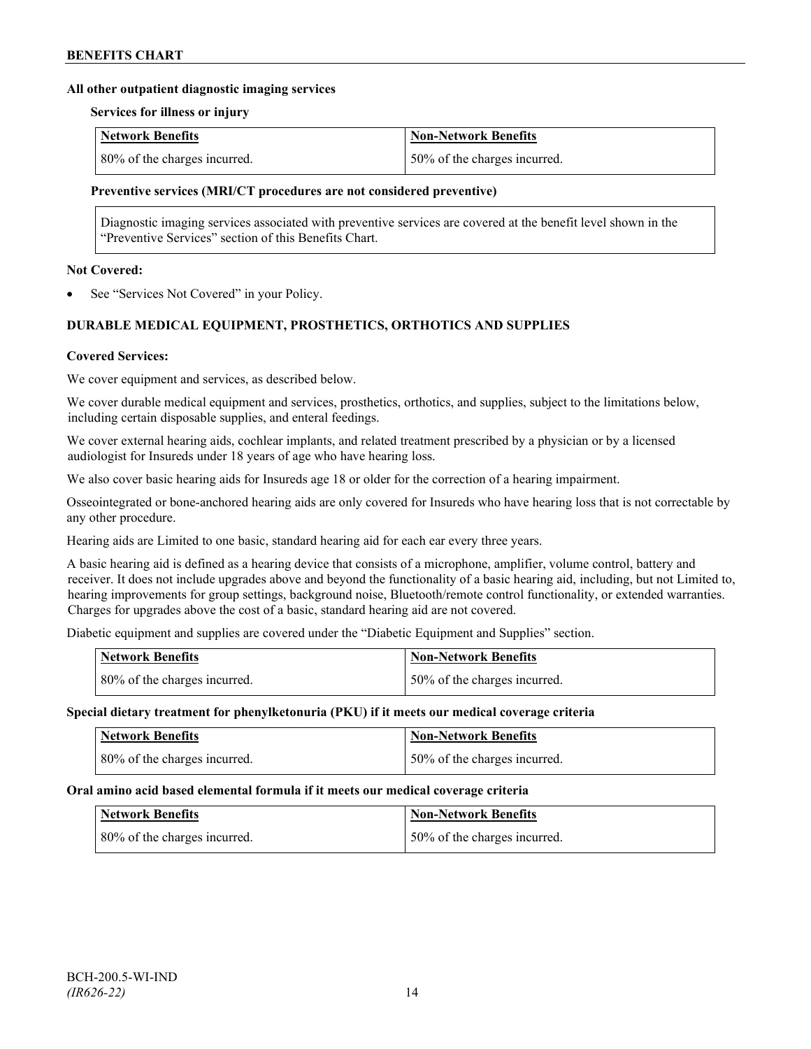**All other outpatient diagnostic imaging services**

**Services for illness or injury**

| Network Benefits | Non-Network Benefits |
|---|---|
| 80% of the charges incurred. | 50% of the charges incurred. |

**Preventive services (MRI/CT procedures are not considered preventive)**

Diagnostic imaging services associated with preventive services are covered at the benefit level shown in the "Preventive Services" section of this Benefits Chart.

**Not Covered:**

- See "Services Not Covered" in your Policy.

## DURABLE MEDICAL EQUIPMENT, PROSTHETICS, ORTHOTICS AND SUPPLIES

**Covered Services:**

We cover equipment and services, as described below.

We cover durable medical equipment and services, prosthetics, orthotics, and supplies, subject to the limitations below, including certain disposable supplies, and enteral feedings.

We cover external hearing aids, cochlear implants, and related treatment prescribed by a physician or by a licensed audiologist for Insureds under 18 years of age who have hearing loss.

We also cover basic hearing aids for Insureds age 18 or older for the correction of a hearing impairment.

Osseointegrated or bone-anchored hearing aids are only covered for Insureds who have hearing loss that is not correctable by any other procedure.

Hearing aids are Limited to one basic, standard hearing aid for each ear every three years.

A basic hearing aid is defined as a hearing device that consists of a microphone, amplifier, volume control, battery and receiver. It does not include upgrades above and beyond the functionality of a basic hearing aid, including, but not Limited to, hearing improvements for group settings, background noise, Bluetooth/remote control functionality, or extended warranties. Charges for upgrades above the cost of a basic, standard hearing aid are not covered.

Diabetic equipment and supplies are covered under the "Diabetic Equipment and Supplies" section.

| Network Benefits | Non-Network Benefits |
|---|---|
| 80% of the charges incurred. | 50% of the charges incurred. |

**Special dietary treatment for phenylketonuria (PKU) if it meets our medical coverage criteria**

| Network Benefits | Non-Network Benefits |
|---|---|
| 80% of the charges incurred. | 50% of the charges incurred. |

**Oral amino acid based elemental formula if it meets our medical coverage criteria**

| Network Benefits | Non-Network Benefits |
|---|---|
| 80% of the charges incurred. | 50% of the charges incurred. |

BCH-200.5-WI-IND
*(IR626-22)*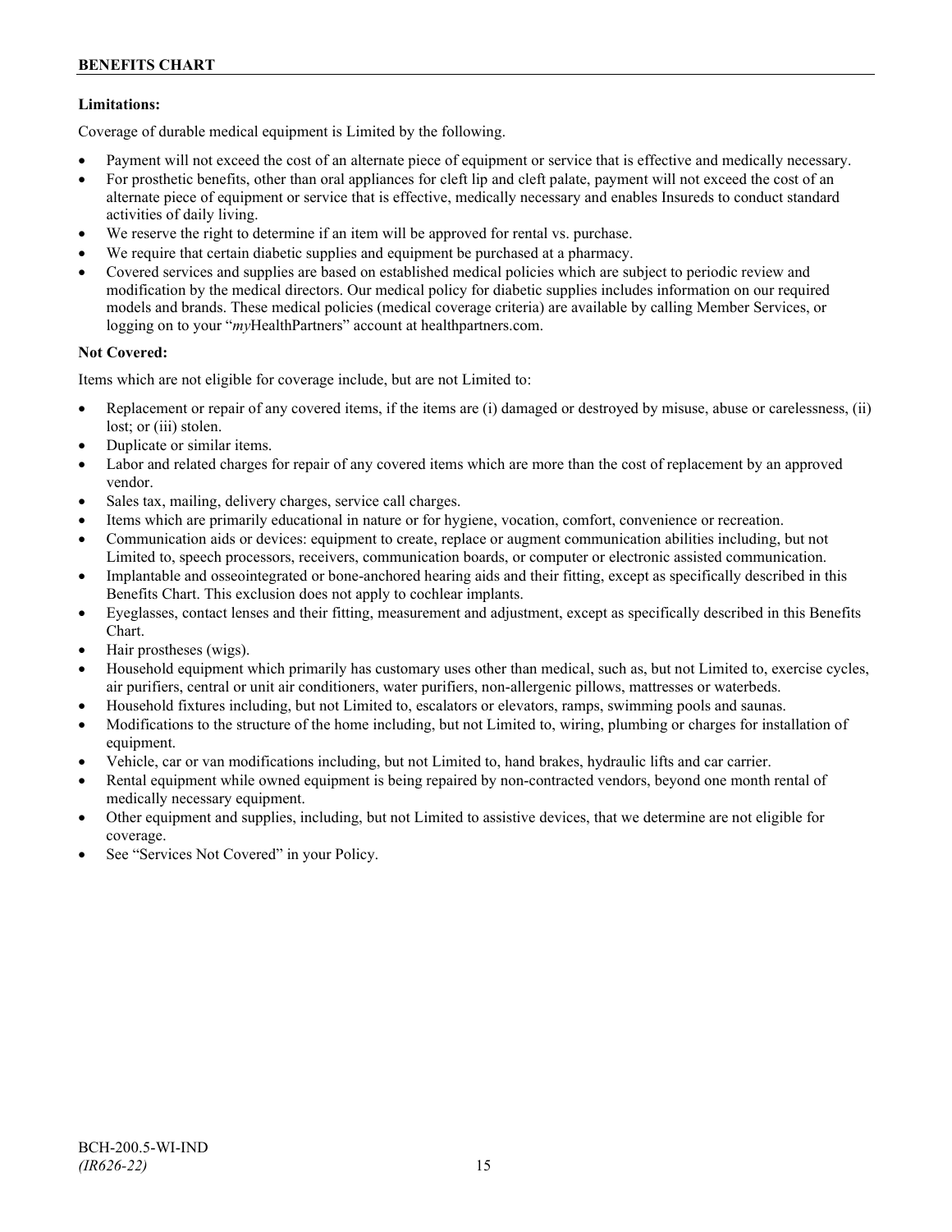**Limitations:**

Coverage of durable medical equipment is Limited by the following.

- Payment will not exceed the cost of an alternate piece of equipment or service that is effective and medically necessary.
- For prosthetic benefits, other than oral appliances for cleft lip and cleft palate, payment will not exceed the cost of an alternate piece of equipment or service that is effective, medically necessary and enables Insureds to conduct standard activities of daily living.
- We reserve the right to determine if an item will be approved for rental vs. purchase.
- We require that certain diabetic supplies and equipment be purchased at a pharmacy.
- Covered services and supplies are based on established medical policies which are subject to periodic review and modification by the medical directors. Our medical policy for diabetic supplies includes information on our required models and brands. These medical policies (medical coverage criteria) are available by calling Member Services, or logging on to your "*my*HealthPartners" account at healthpartners.com.

**Not Covered:**

Items which are not eligible for coverage include, but are not Limited to:

- Replacement or repair of any covered items, if the items are (i) damaged or destroyed by misuse, abuse or carelessness, (ii) lost; or (iii) stolen.
- Duplicate or similar items.
- Labor and related charges for repair of any covered items which are more than the cost of replacement by an approved vendor.
- Sales tax, mailing, delivery charges, service call charges.
- Items which are primarily educational in nature or for hygiene, vocation, comfort, convenience or recreation.
- Communication aids or devices: equipment to create, replace or augment communication abilities including, but not Limited to, speech processors, receivers, communication boards, or computer or electronic assisted communication.
- Implantable and osseointegrated or bone-anchored hearing aids and their fitting, except as specifically described in this Benefits Chart. This exclusion does not apply to cochlear implants.
- Eyeglasses, contact lenses and their fitting, measurement and adjustment, except as specifically described in this Benefits Chart.
- Hair prostheses (wigs).
- Household equipment which primarily has customary uses other than medical, such as, but not Limited to, exercise cycles, air purifiers, central or unit air conditioners, water purifiers, non-allergenic pillows, mattresses or waterbeds.
- Household fixtures including, but not Limited to, escalators or elevators, ramps, swimming pools and saunas.
- Modifications to the structure of the home including, but not Limited to, wiring, plumbing or charges for installation of equipment.
- Vehicle, car or van modifications including, but not Limited to, hand brakes, hydraulic lifts and car carrier.
- Rental equipment while owned equipment is being repaired by non-contracted vendors, beyond one month rental of medically necessary equipment.
- Other equipment and supplies, including, but not Limited to assistive devices, that we determine are not eligible for coverage.
- See "Services Not Covered" in your Policy.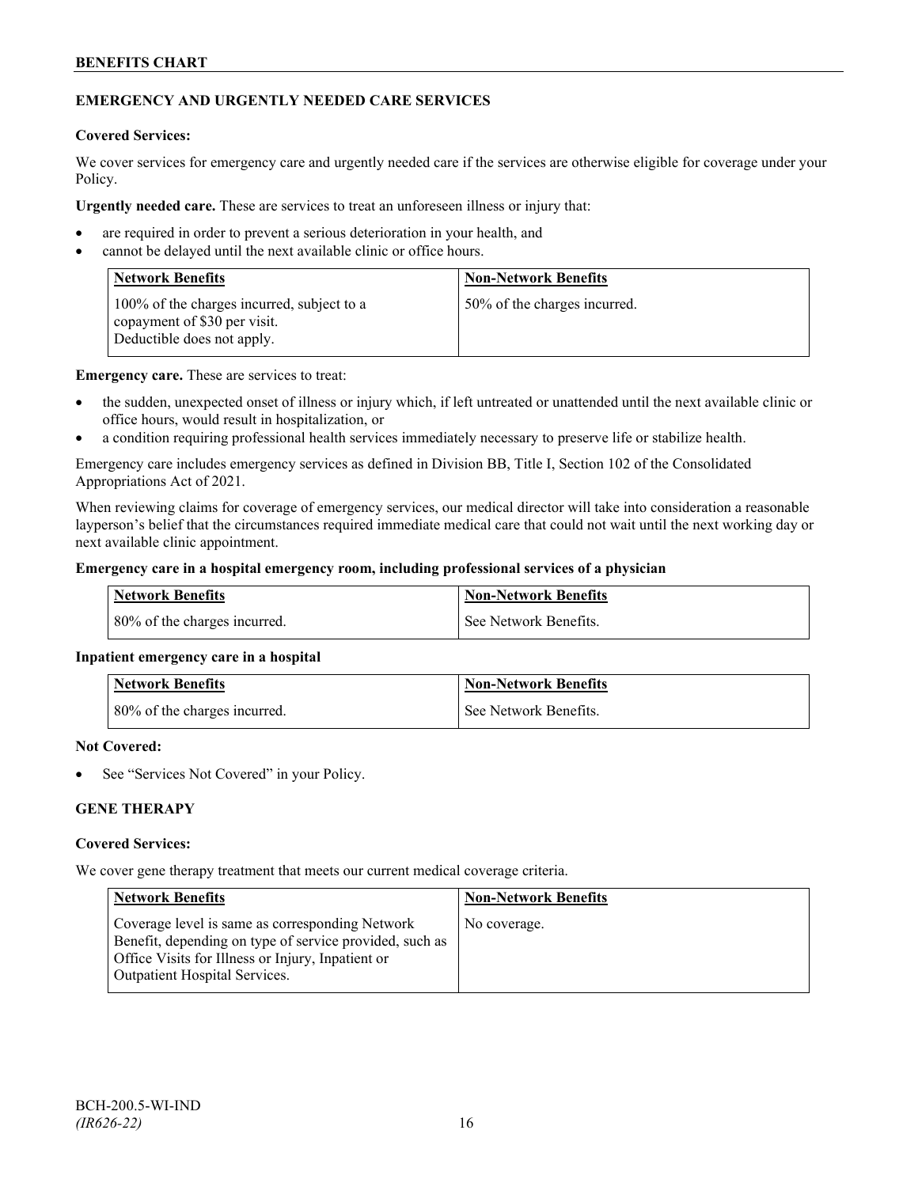## EMERGENCY AND URGENTLY NEEDED CARE SERVICES

**Covered Services:**

We cover services for emergency care and urgently needed care if the services are otherwise eligible for coverage under your Policy.

**Urgently needed care.** These are services to treat an unforeseen illness or injury that:

- are required in order to prevent a serious deterioration in your health, and
- cannot be delayed until the next available clinic or office hours.

| Network Benefits | Non-Network Benefits |
| --- | --- |
| 100% of the charges incurred, subject to a copayment of $30 per visit. Deductible does not apply. | 50% of the charges incurred. |

**Emergency care.** These are services to treat:

- the sudden, unexpected onset of illness or injury which, if left untreated or unattended until the next available clinic or office hours, would result in hospitalization, or
- a condition requiring professional health services immediately necessary to preserve life or stabilize health.

Emergency care includes emergency services as defined in Division BB, Title I, Section 102 of the Consolidated Appropriations Act of 2021.

When reviewing claims for coverage of emergency services, our medical director will take into consideration a reasonable layperson's belief that the circumstances required immediate medical care that could not wait until the next working day or next available clinic appointment.

**Emergency care in a hospital emergency room, including professional services of a physician**

| Network Benefits | Non-Network Benefits |
| --- | --- |
| 80% of the charges incurred. | See Network Benefits. |

**Inpatient emergency care in a hospital**

| Network Benefits | Non-Network Benefits |
| --- | --- |
| 80% of the charges incurred. | See Network Benefits. |

**Not Covered:**

- See "Services Not Covered" in your Policy.

## GENE THERAPY

**Covered Services:**

We cover gene therapy treatment that meets our current medical coverage criteria.

| Network Benefits | Non-Network Benefits |
| --- | --- |
| Coverage level is same as corresponding Network Benefit, depending on type of service provided, such as Office Visits for Illness or Injury, Inpatient or Outpatient Hospital Services. | No coverage. |

BCH-200.5-WI-IND
*(IR626-22)*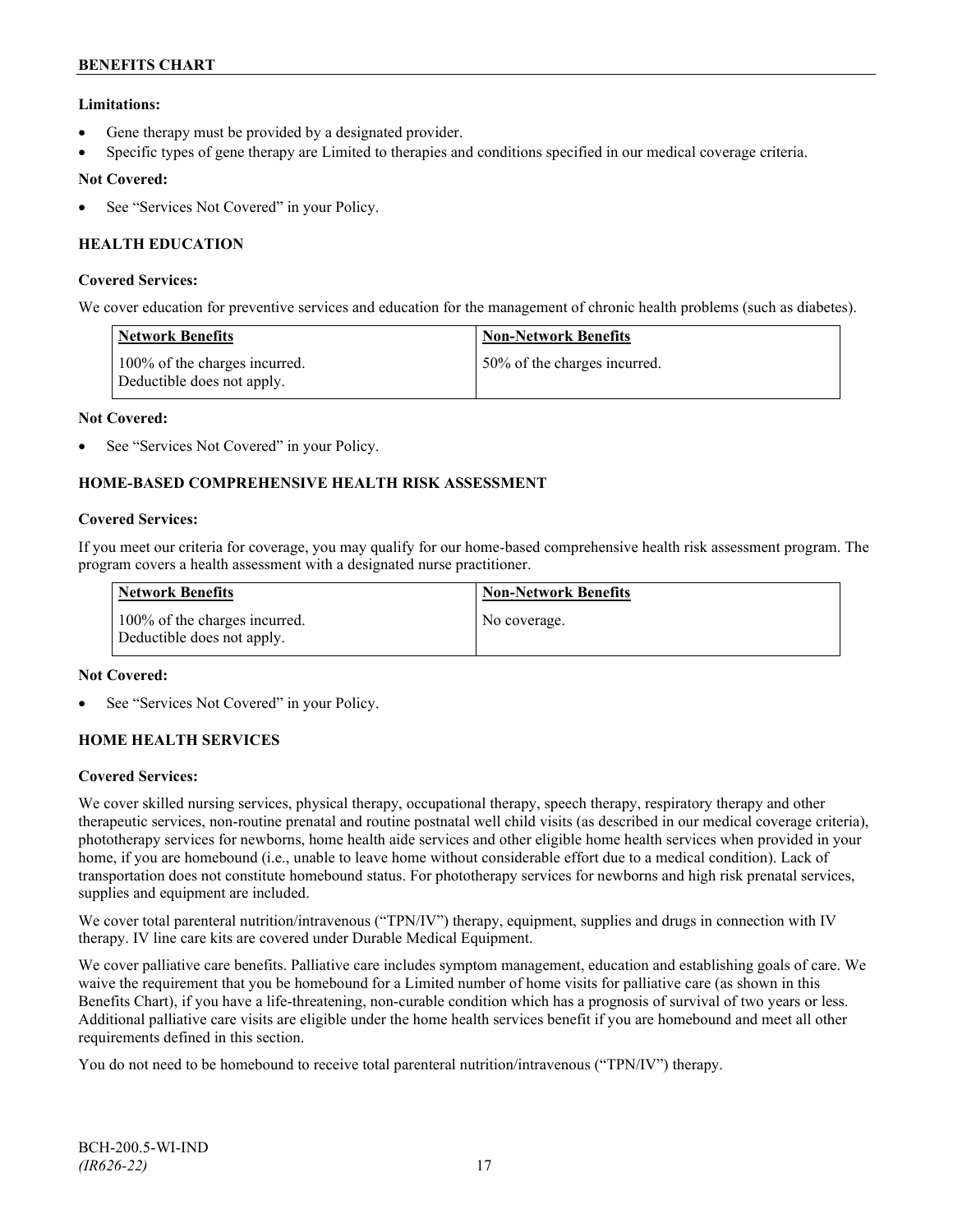**Limitations:**

- Gene therapy must be provided by a designated provider.
- Specific types of gene therapy are Limited to therapies and conditions specified in our medical coverage criteria.

**Not Covered:**

- See "Services Not Covered" in your Policy.

### HEALTH EDUCATION

**Covered Services:**

We cover education for preventive services and education for the management of chronic health problems (such as diabetes).

| Network Benefits | Non-Network Benefits |
|---|---|
| 100% of the charges incurred. Deductible does not apply. | 50% of the charges incurred. |

**Not Covered:**

- See "Services Not Covered" in your Policy.

### HOME-BASED COMPREHENSIVE HEALTH RISK ASSESSMENT

**Covered Services:**

If you meet our criteria for coverage, you may qualify for our home-based comprehensive health risk assessment program. The program covers a health assessment with a designated nurse practitioner.

| Network Benefits | Non-Network Benefits |
|---|---|
| 100% of the charges incurred. Deductible does not apply. | No coverage. |

**Not Covered:**

- See "Services Not Covered" in your Policy.

### HOME HEALTH SERVICES

**Covered Services:**

We cover skilled nursing services, physical therapy, occupational therapy, speech therapy, respiratory therapy and other therapeutic services, non-routine prenatal and routine postnatal well child visits (as described in our medical coverage criteria), phototherapy services for newborns, home health aide services and other eligible home health services when provided in your home, if you are homebound (i.e., unable to leave home without considerable effort due to a medical condition). Lack of transportation does not constitute homebound status. For phototherapy services for newborns and high risk prenatal services, supplies and equipment are included.

We cover total parenteral nutrition/intravenous ("TPN/IV") therapy, equipment, supplies and drugs in connection with IV therapy. IV line care kits are covered under Durable Medical Equipment.

We cover palliative care benefits. Palliative care includes symptom management, education and establishing goals of care. We waive the requirement that you be homebound for a Limited number of home visits for palliative care (as shown in this Benefits Chart), if you have a life-threatening, non-curable condition which has a prognosis of survival of two years or less. Additional palliative care visits are eligible under the home health services benefit if you are homebound and meet all other requirements defined in this section.

You do not need to be homebound to receive total parenteral nutrition/intravenous ("TPN/IV") therapy.

BCH-200.5-WI-IND
*(IR626-22)*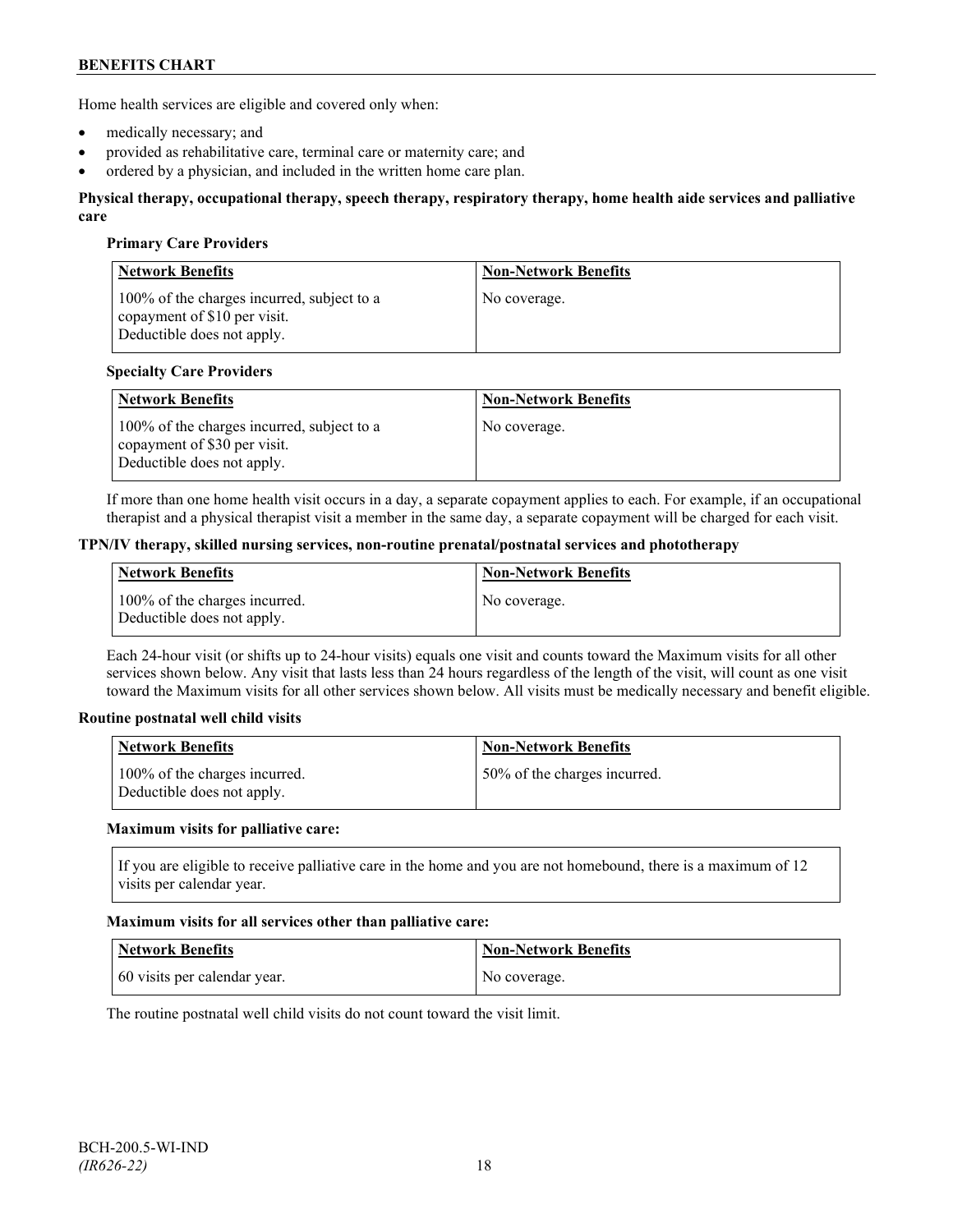Home health services are eligible and covered only when:

- medically necessary; and
- provided as rehabilitative care, terminal care or maternity care; and
- ordered by a physician, and included in the written home care plan.

**Physical therapy, occupational therapy, speech therapy, respiratory therapy, home health aide services and palliative care**

**Primary Care Providers**

| Network Benefits | Non-Network Benefits |
| --- | --- |
| 100% of the charges incurred, subject to a copayment of $10 per visit. Deductible does not apply. | No coverage. |

**Specialty Care Providers**

| Network Benefits | Non-Network Benefits |
| --- | --- |
| 100% of the charges incurred, subject to a copayment of $30 per visit. Deductible does not apply. | No coverage. |

If more than one home health visit occurs in a day, a separate copayment applies to each. For example, if an occupational therapist and a physical therapist visit a member in the same day, a separate copayment will be charged for each visit.

**TPN/IV therapy, skilled nursing services, non-routine prenatal/postnatal services and phototherapy**

| Network Benefits | Non-Network Benefits |
| --- | --- |
| 100% of the charges incurred. Deductible does not apply. | No coverage. |

Each 24-hour visit (or shifts up to 24-hour visits) equals one visit and counts toward the Maximum visits for all other services shown below. Any visit that lasts less than 24 hours regardless of the length of the visit, will count as one visit toward the Maximum visits for all other services shown below. All visits must be medically necessary and benefit eligible.

**Routine postnatal well child visits**

| Network Benefits | Non-Network Benefits |
| --- | --- |
| 100% of the charges incurred. Deductible does not apply. | 50% of the charges incurred. |

**Maximum visits for palliative care:**

If you are eligible to receive palliative care in the home and you are not homebound, there is a maximum of 12 visits per calendar year.

**Maximum visits for all services other than palliative care:**

| Network Benefits | Non-Network Benefits |
| --- | --- |
| 60 visits per calendar year. | No coverage. |

The routine postnatal well child visits do not count toward the visit limit.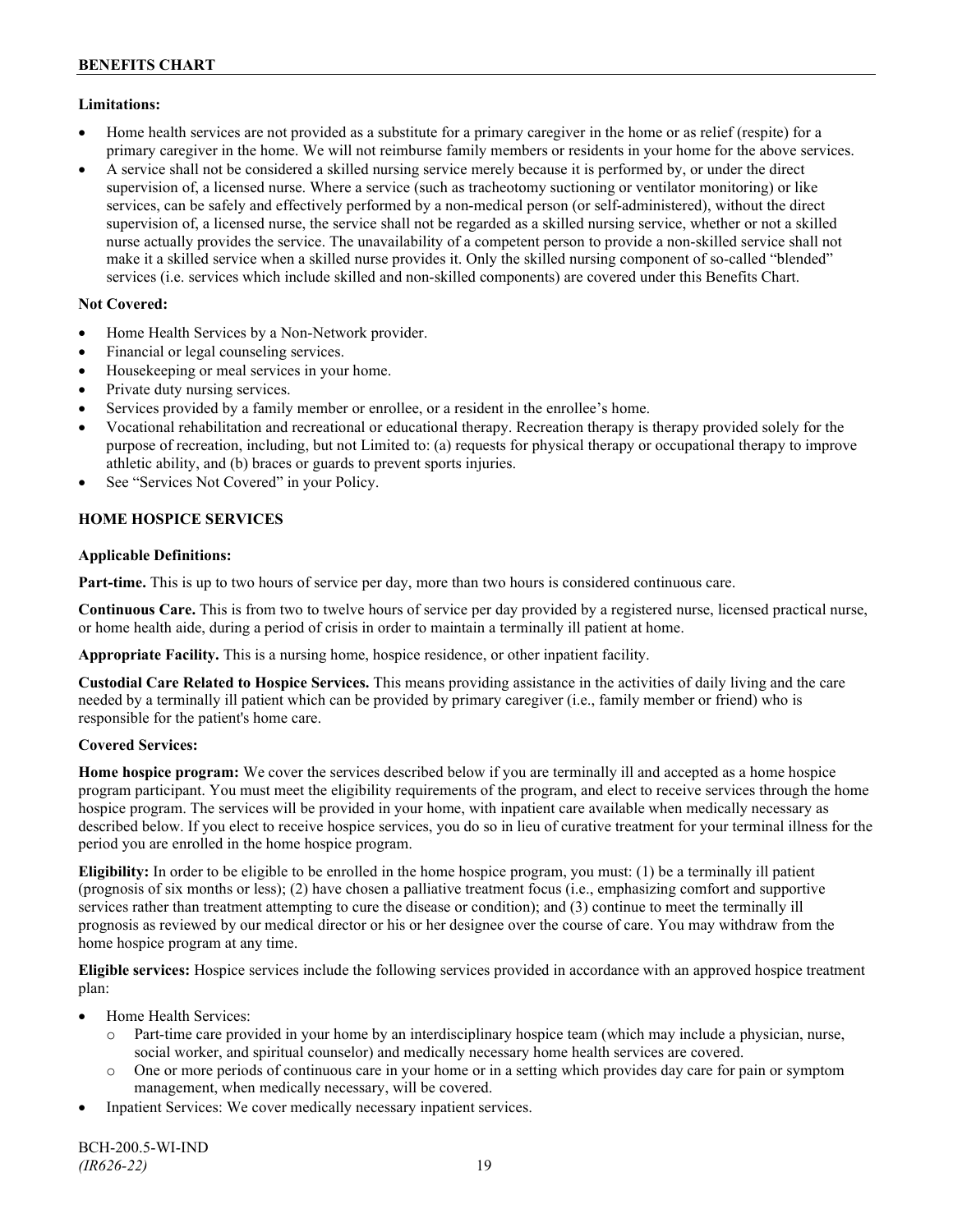**Limitations:**

- Home health services are not provided as a substitute for a primary caregiver in the home or as relief (respite) for a primary caregiver in the home. We will not reimburse family members or residents in your home for the above services.
- A service shall not be considered a skilled nursing service merely because it is performed by, or under the direct supervision of, a licensed nurse. Where a service (such as tracheotomy suctioning or ventilator monitoring) or like services, can be safely and effectively performed by a non-medical person (or self-administered), without the direct supervision of, a licensed nurse, the service shall not be regarded as a skilled nursing service, whether or not a skilled nurse actually provides the service. The unavailability of a competent person to provide a non-skilled service shall not make it a skilled service when a skilled nurse provides it. Only the skilled nursing component of so-called "blended" services (i.e. services which include skilled and non-skilled components) are covered under this Benefits Chart.

**Not Covered:**

- Home Health Services by a Non-Network provider.
- Financial or legal counseling services.
- Housekeeping or meal services in your home.
- Private duty nursing services.
- Services provided by a family member or enrollee, or a resident in the enrollee's home.
- Vocational rehabilitation and recreational or educational therapy. Recreation therapy is therapy provided solely for the purpose of recreation, including, but not Limited to: (a) requests for physical therapy or occupational therapy to improve athletic ability, and (b) braces or guards to prevent sports injuries.
- See "Services Not Covered" in your Policy.

**HOME HOSPICE SERVICES**

**Applicable Definitions:**

**Part-time.** This is up to two hours of service per day, more than two hours is considered continuous care.

**Continuous Care.** This is from two to twelve hours of service per day provided by a registered nurse, licensed practical nurse, or home health aide, during a period of crisis in order to maintain a terminally ill patient at home.

**Appropriate Facility.** This is a nursing home, hospice residence, or other inpatient facility.

**Custodial Care Related to Hospice Services.** This means providing assistance in the activities of daily living and the care needed by a terminally ill patient which can be provided by primary caregiver (i.e., family member or friend) who is responsible for the patient's home care.

**Covered Services:**

**Home hospice program:** We cover the services described below if you are terminally ill and accepted as a home hospice program participant. You must meet the eligibility requirements of the program, and elect to receive services through the home hospice program. The services will be provided in your home, with inpatient care available when medically necessary as described below. If you elect to receive hospice services, you do so in lieu of curative treatment for your terminal illness for the period you are enrolled in the home hospice program.

**Eligibility:** In order to be eligible to be enrolled in the home hospice program, you must: (1) be a terminally ill patient (prognosis of six months or less); (2) have chosen a palliative treatment focus (i.e., emphasizing comfort and supportive services rather than treatment attempting to cure the disease or condition); and (3) continue to meet the terminally ill prognosis as reviewed by our medical director or his or her designee over the course of care. You may withdraw from the home hospice program at any time.

**Eligible services:** Hospice services include the following services provided in accordance with an approved hospice treatment plan:

- Home Health Services:
  - Part-time care provided in your home by an interdisciplinary hospice team (which may include a physician, nurse, social worker, and spiritual counselor) and medically necessary home health services are covered.
  - One or more periods of continuous care in your home or in a setting which provides day care for pain or symptom management, when medically necessary, will be covered.
- Inpatient Services: We cover medically necessary inpatient services.

BCH-200.5-WI-IND
*(IR626-22)*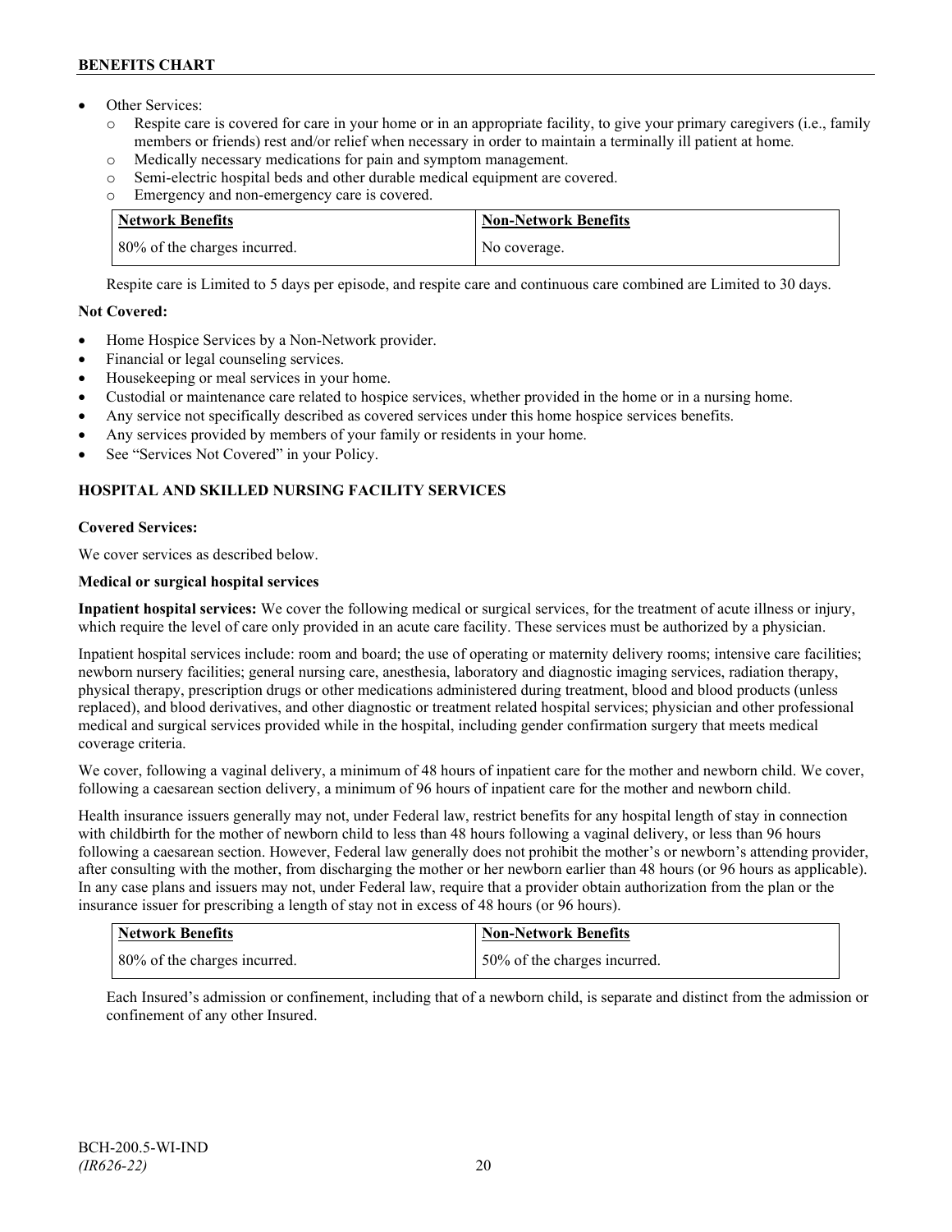- Other Services:
  - Respite care is covered for care in your home or in an appropriate facility, to give your primary caregivers (i.e., family members or friends) rest and/or relief when necessary in order to maintain a terminally ill patient at home.
  - Medically necessary medications for pain and symptom management.
  - Semi-electric hospital beds and other durable medical equipment are covered.
  - Emergency and non-emergency care is covered.

| Network Benefits | Non-Network Benefits |
|---|---|
| 80% of the charges incurred. | No coverage. |

Respite care is Limited to 5 days per episode, and respite care and continuous care combined are Limited to 30 days.

**Not Covered:**

- Home Hospice Services by a Non-Network provider.
- Financial or legal counseling services.
- Housekeeping or meal services in your home.
- Custodial or maintenance care related to hospice services, whether provided in the home or in a nursing home.
- Any service not specifically described as covered services under this home hospice services benefits.
- Any services provided by members of your family or residents in your home.
- See "Services Not Covered" in your Policy.

## HOSPITAL AND SKILLED NURSING FACILITY SERVICES

**Covered Services:**

We cover services as described below.

**Medical or surgical hospital services**

**Inpatient hospital services:** We cover the following medical or surgical services, for the treatment of acute illness or injury, which require the level of care only provided in an acute care facility. These services must be authorized by a physician.

Inpatient hospital services include: room and board; the use of operating or maternity delivery rooms; intensive care facilities; newborn nursery facilities; general nursing care, anesthesia, laboratory and diagnostic imaging services, radiation therapy, physical therapy, prescription drugs or other medications administered during treatment, blood and blood products (unless replaced), and blood derivatives, and other diagnostic or treatment related hospital services; physician and other professional medical and surgical services provided while in the hospital, including gender confirmation surgery that meets medical coverage criteria.

We cover, following a vaginal delivery, a minimum of 48 hours of inpatient care for the mother and newborn child. We cover, following a caesarean section delivery, a minimum of 96 hours of inpatient care for the mother and newborn child.

Health insurance issuers generally may not, under Federal law, restrict benefits for any hospital length of stay in connection with childbirth for the mother of newborn child to less than 48 hours following a vaginal delivery, or less than 96 hours following a caesarean section. However, Federal law generally does not prohibit the mother's or newborn's attending provider, after consulting with the mother, from discharging the mother or her newborn earlier than 48 hours (or 96 hours as applicable). In any case plans and issuers may not, under Federal law, require that a provider obtain authorization from the plan or the insurance issuer for prescribing a length of stay not in excess of 48 hours (or 96 hours).

| Network Benefits | Non-Network Benefits |
|---|---|
| 80% of the charges incurred. | 50% of the charges incurred. |

Each Insured's admission or confinement, including that of a newborn child, is separate and distinct from the admission or confinement of any other Insured.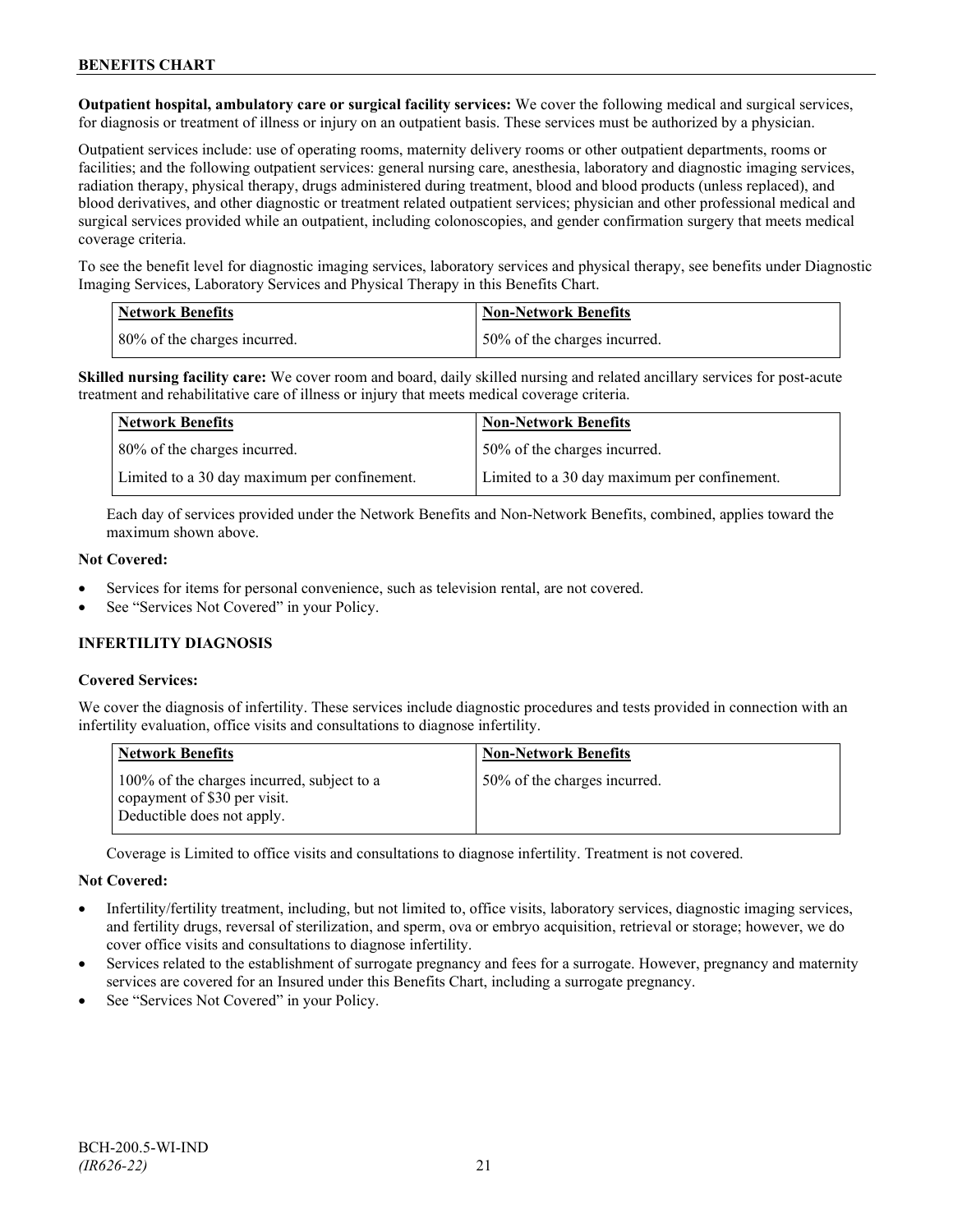**Outpatient hospital, ambulatory care or surgical facility services:** We cover the following medical and surgical services, for diagnosis or treatment of illness or injury on an outpatient basis. These services must be authorized by a physician.

Outpatient services include: use of operating rooms, maternity delivery rooms or other outpatient departments, rooms or facilities; and the following outpatient services: general nursing care, anesthesia, laboratory and diagnostic imaging services, radiation therapy, physical therapy, drugs administered during treatment, blood and blood products (unless replaced), and blood derivatives, and other diagnostic or treatment related outpatient services; physician and other professional medical and surgical services provided while an outpatient, including colonoscopies, and gender confirmation surgery that meets medical coverage criteria.

To see the benefit level for diagnostic imaging services, laboratory services and physical therapy, see benefits under Diagnostic Imaging Services, Laboratory Services and Physical Therapy in this Benefits Chart.

| Network Benefits | Non-Network Benefits |
|---|---|
| 80% of the charges incurred. | 50% of the charges incurred. |

**Skilled nursing facility care:** We cover room and board, daily skilled nursing and related ancillary services for post-acute treatment and rehabilitative care of illness or injury that meets medical coverage criteria.

| Network Benefits | Non-Network Benefits |
|---|---|
| 80% of the charges incurred. | 50% of the charges incurred. |
| Limited to a 30 day maximum per confinement. | Limited to a 30 day maximum per confinement. |

Each day of services provided under the Network Benefits and Non-Network Benefits, combined, applies toward the maximum shown above.

**Not Covered:**

- Services for items for personal convenience, such as television rental, are not covered.
- See "Services Not Covered" in your Policy.

### INFERTILITY DIAGNOSIS

**Covered Services:**

We cover the diagnosis of infertility. These services include diagnostic procedures and tests provided in connection with an infertility evaluation, office visits and consultations to diagnose infertility.

| Network Benefits | Non-Network Benefits |
|---|---|
| 100% of the charges incurred, subject to a copayment of $30 per visit. Deductible does not apply. | 50% of the charges incurred. |

Coverage is Limited to office visits and consultations to diagnose infertility. Treatment is not covered.

**Not Covered:**

- Infertility/fertility treatment, including, but not limited to, office visits, laboratory services, diagnostic imaging services, and fertility drugs, reversal of sterilization, and sperm, ova or embryo acquisition, retrieval or storage; however, we do cover office visits and consultations to diagnose infertility.
- Services related to the establishment of surrogate pregnancy and fees for a surrogate. However, pregnancy and maternity services are covered for an Insured under this Benefits Chart, including a surrogate pregnancy.
- See "Services Not Covered" in your Policy.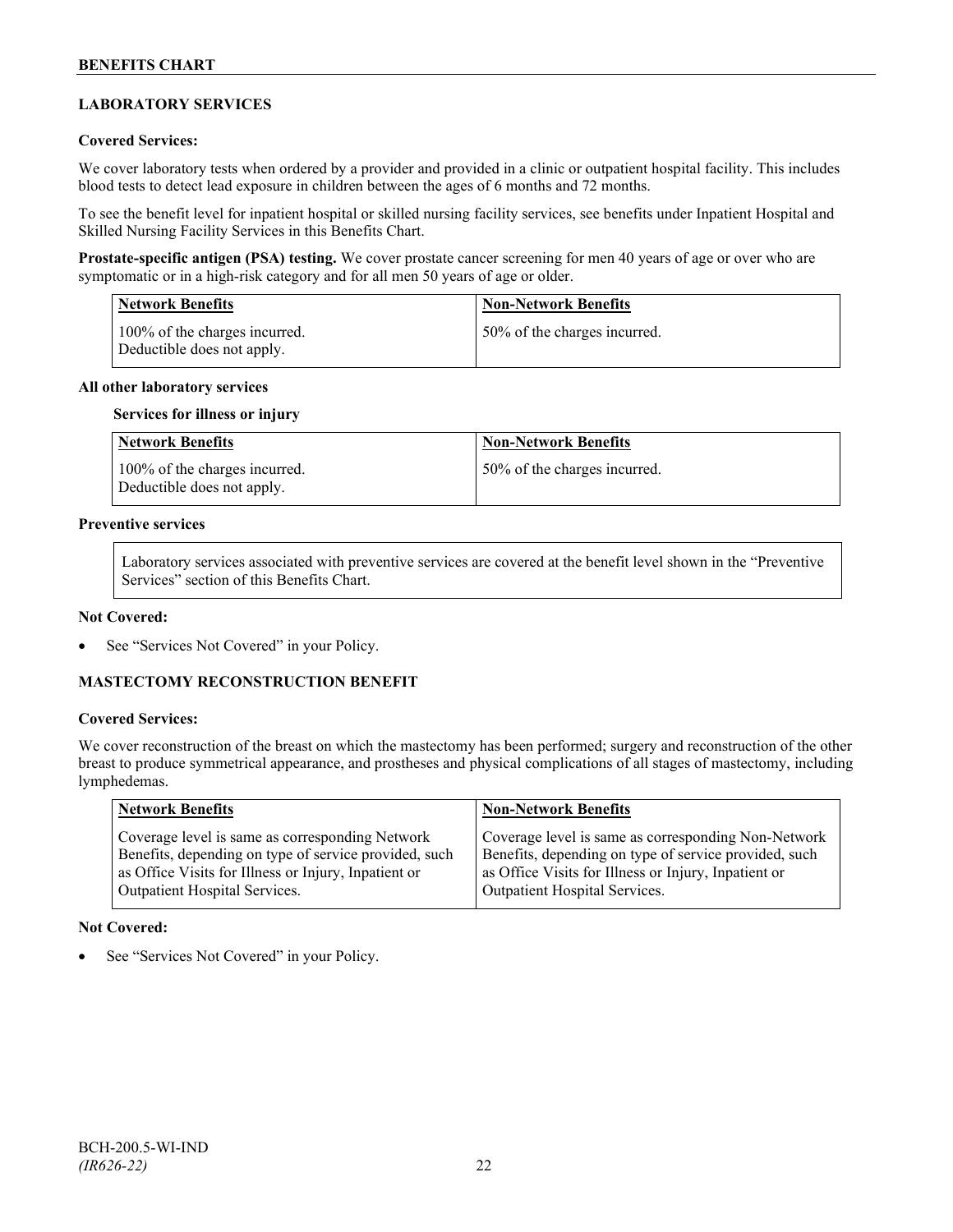## LABORATORY SERVICES

**Covered Services:**

We cover laboratory tests when ordered by a provider and provided in a clinic or outpatient hospital facility. This includes blood tests to detect lead exposure in children between the ages of 6 months and 72 months.

To see the benefit level for inpatient hospital or skilled nursing facility services, see benefits under Inpatient Hospital and Skilled Nursing Facility Services in this Benefits Chart.

**Prostate-specific antigen (PSA) testing.** We cover prostate cancer screening for men 40 years of age or over who are symptomatic or in a high-risk category and for all men 50 years of age or older.

| Network Benefits | Non-Network Benefits |
|---|---|
| 100% of the charges incurred. Deductible does not apply. | 50% of the charges incurred. |

**All other laboratory services**

**Services for illness or injury**

| Network Benefits | Non-Network Benefits |
|---|---|
| 100% of the charges incurred. Deductible does not apply. | 50% of the charges incurred. |

**Preventive services**

Laboratory services associated with preventive services are covered at the benefit level shown in the "Preventive Services" section of this Benefits Chart.

**Not Covered:**

- See "Services Not Covered" in your Policy.

## MASTECTOMY RECONSTRUCTION BENEFIT

**Covered Services:**

We cover reconstruction of the breast on which the mastectomy has been performed; surgery and reconstruction of the other breast to produce symmetrical appearance, and prostheses and physical complications of all stages of mastectomy, including lymphedemas.

| Network Benefits | Non-Network Benefits |
|---|---|
| Coverage level is same as corresponding Network Benefits, depending on type of service provided, such as Office Visits for Illness or Injury, Inpatient or Outpatient Hospital Services. | Coverage level is same as corresponding Non-Network Benefits, depending on type of service provided, such as Office Visits for Illness or Injury, Inpatient or Outpatient Hospital Services. |

**Not Covered:**

- See "Services Not Covered" in your Policy.

BCH-200.5-WI-IND
*(IR626-22)*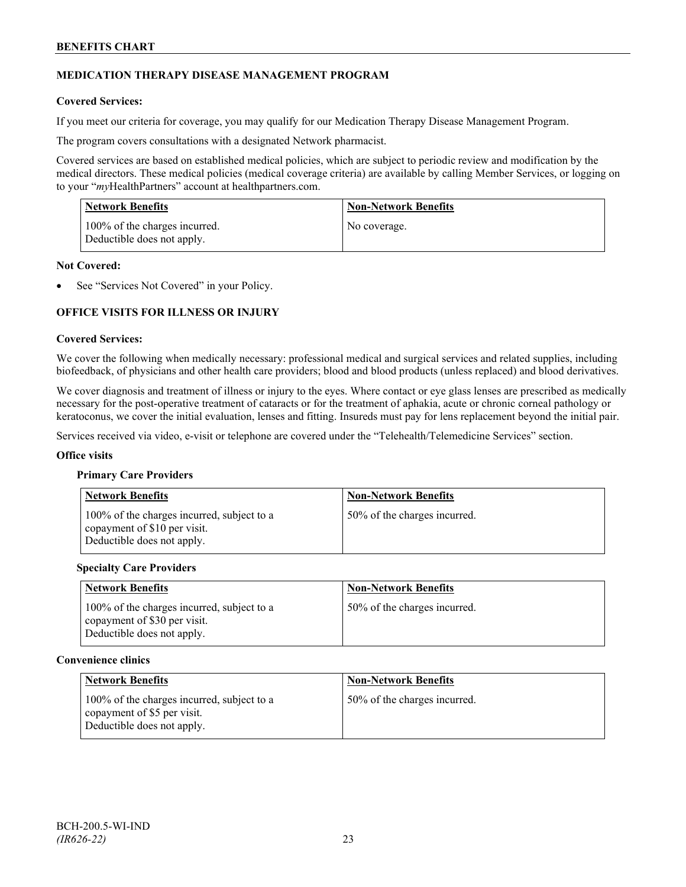## MEDICATION THERAPY DISEASE MANAGEMENT PROGRAM

**Covered Services:**

If you meet our criteria for coverage, you may qualify for our Medication Therapy Disease Management Program.

The program covers consultations with a designated Network pharmacist.

Covered services are based on established medical policies, which are subject to periodic review and modification by the medical directors. These medical policies (medical coverage criteria) are available by calling Member Services, or logging on to your "*my*HealthPartners" account at healthpartners.com.

| Network Benefits | Non-Network Benefits |
| --- | --- |
| 100% of the charges incurred. Deductible does not apply. | No coverage. |

**Not Covered:**

- See "Services Not Covered" in your Policy.

## OFFICE VISITS FOR ILLNESS OR INJURY

**Covered Services:**

We cover the following when medically necessary: professional medical and surgical services and related supplies, including biofeedback, of physicians and other health care providers; blood and blood products (unless replaced) and blood derivatives.

We cover diagnosis and treatment of illness or injury to the eyes. Where contact or eye glass lenses are prescribed as medically necessary for the post-operative treatment of cataracts or for the treatment of aphakia, acute or chronic corneal pathology or keratoconus, we cover the initial evaluation, lenses and fitting. Insureds must pay for lens replacement beyond the initial pair.

Services received via video, e-visit or telephone are covered under the "Telehealth/Telemedicine Services" section.

**Office visits**

**Primary Care Providers**

| Network Benefits | Non-Network Benefits |
| --- | --- |
| 100% of the charges incurred, subject to a copayment of $10 per visit. Deductible does not apply. | 50% of the charges incurred. |

**Specialty Care Providers**

| Network Benefits | Non-Network Benefits |
| --- | --- |
| 100% of the charges incurred, subject to a copayment of $30 per visit. Deductible does not apply. | 50% of the charges incurred. |

**Convenience clinics**

| Network Benefits | Non-Network Benefits |
| --- | --- |
| 100% of the charges incurred, subject to a copayment of $5 per visit. Deductible does not apply. | 50% of the charges incurred. |

BCH-200.5-WI-IND
*(IR626-22)*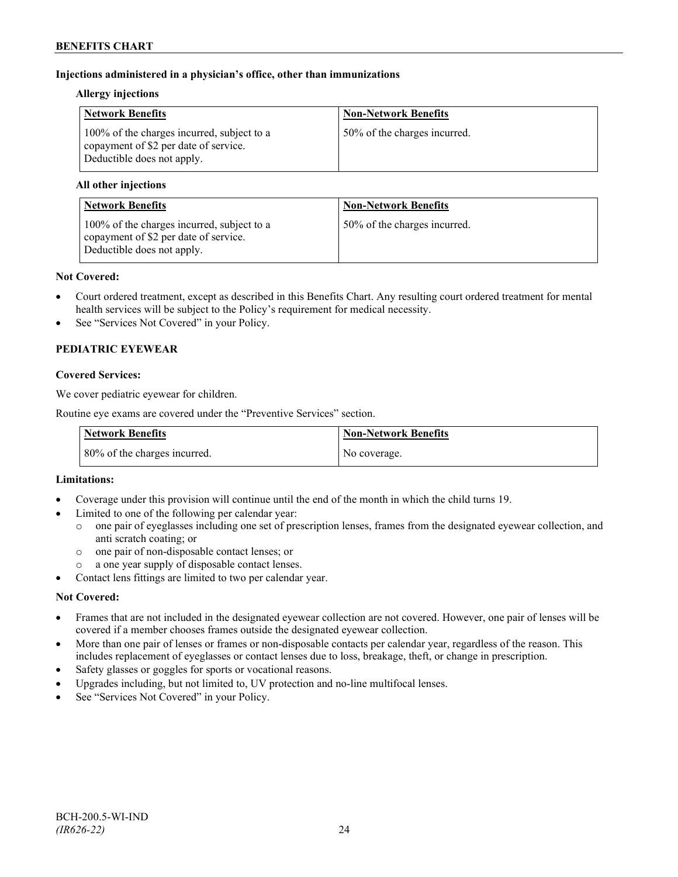**Injections administered in a physician's office, other than immunizations**

**Allergy injections**

| Network Benefits | Non-Network Benefits |
|---|---|
| 100% of the charges incurred, subject to a copayment of $2 per date of service. Deductible does not apply. | 50% of the charges incurred. |

**All other injections**

| Network Benefits | Non-Network Benefits |
|---|---|
| 100% of the charges incurred, subject to a copayment of $2 per date of service. Deductible does not apply. | 50% of the charges incurred. |

**Not Covered:**

- Court ordered treatment, except as described in this Benefits Chart. Any resulting court ordered treatment for mental health services will be subject to the Policy's requirement for medical necessity.
- See "Services Not Covered" in your Policy.

**PEDIATRIC EYEWEAR**

**Covered Services:**

We cover pediatric eyewear for children.

Routine eye exams are covered under the "Preventive Services" section.

| Network Benefits | Non-Network Benefits |
|---|---|
| 80% of the charges incurred. | No coverage. |

**Limitations:**

- Coverage under this provision will continue until the end of the month in which the child turns 19.
- Limited to one of the following per calendar year:
  - one pair of eyeglasses including one set of prescription lenses, frames from the designated eyewear collection, and anti scratch coating; or
  - one pair of non-disposable contact lenses; or
  - a one year supply of disposable contact lenses.
- Contact lens fittings are limited to two per calendar year.

**Not Covered:**

- Frames that are not included in the designated eyewear collection are not covered. However, one pair of lenses will be covered if a member chooses frames outside the designated eyewear collection.
- More than one pair of lenses or frames or non-disposable contacts per calendar year, regardless of the reason. This includes replacement of eyeglasses or contact lenses due to loss, breakage, theft, or change in prescription.
- Safety glasses or goggles for sports or vocational reasons.
- Upgrades including, but not limited to, UV protection and no-line multifocal lenses.
- See "Services Not Covered" in your Policy.

BCH-200.5-WI-IND
*(IR626-22)*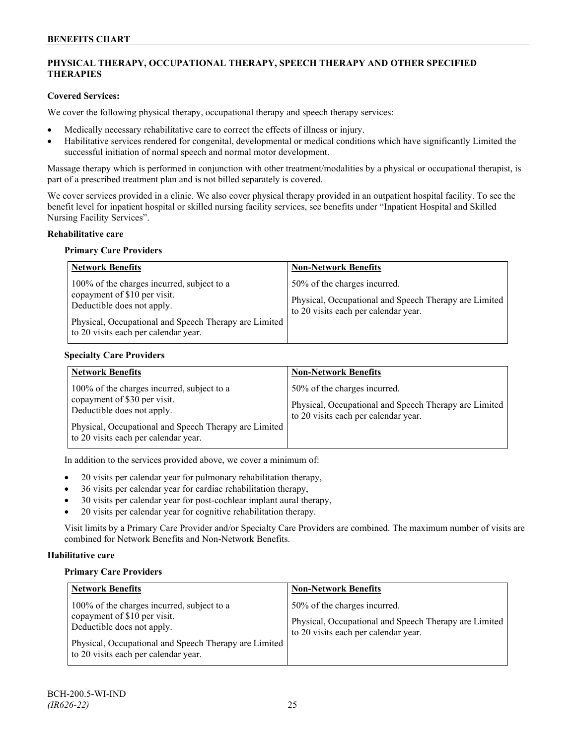## PHYSICAL THERAPY, OCCUPATIONAL THERAPY, SPEECH THERAPY AND OTHER SPECIFIED THERAPIES

**Covered Services:**

We cover the following physical therapy, occupational therapy and speech therapy services:

- Medically necessary rehabilitative care to correct the effects of illness or injury.
- Habilitative services rendered for congenital, developmental or medical conditions which have significantly Limited the successful initiation of normal speech and normal motor development.

Massage therapy which is performed in conjunction with other treatment/modalities by a physical or occupational therapist, is part of a prescribed treatment plan and is not billed separately is covered.

We cover services provided in a clinic. We also cover physical therapy provided in an outpatient hospital facility. To see the benefit level for inpatient hospital or skilled nursing facility services, see benefits under "Inpatient Hospital and Skilled Nursing Facility Services".

**Rehabilitative care**

**Primary Care Providers**

| Network Benefits | Non-Network Benefits |
|---|---|
| 100% of the charges incurred, subject to a copayment of $10 per visit. Deductible does not apply.<br><br>Physical, Occupational and Speech Therapy are Limited to 20 visits each per calendar year. | 50% of the charges incurred.<br><br>Physical, Occupational and Speech Therapy are Limited to 20 visits each per calendar year. |

**Specialty Care Providers**

| Network Benefits | Non-Network Benefits |
|---|---|
| 100% of the charges incurred, subject to a copayment of $30 per visit. Deductible does not apply.<br><br>Physical, Occupational and Speech Therapy are Limited to 20 visits each per calendar year. | 50% of the charges incurred.<br><br>Physical, Occupational and Speech Therapy are Limited to 20 visits each per calendar year. |

In addition to the services provided above, we cover a minimum of:

- 20 visits per calendar year for pulmonary rehabilitation therapy,
- 36 visits per calendar year for cardiac rehabilitation therapy,
- 30 visits per calendar year for post-cochlear implant aural therapy,
- 20 visits per calendar year for cognitive rehabilitation therapy.

Visit limits by a Primary Care Provider and/or Specialty Care Providers are combined. The maximum number of visits are combined for Network Benefits and Non-Network Benefits.

**Habilitative care**

**Primary Care Providers**

| Network Benefits | Non-Network Benefits |
|---|---|
| 100% of the charges incurred, subject to a copayment of $10 per visit. Deductible does not apply.<br><br>Physical, Occupational and Speech Therapy are Limited to 20 visits each per calendar year. | 50% of the charges incurred.<br><br>Physical, Occupational and Speech Therapy are Limited to 20 visits each per calendar year. |

BCH-200.5-WI-IND
*(IR626-22)*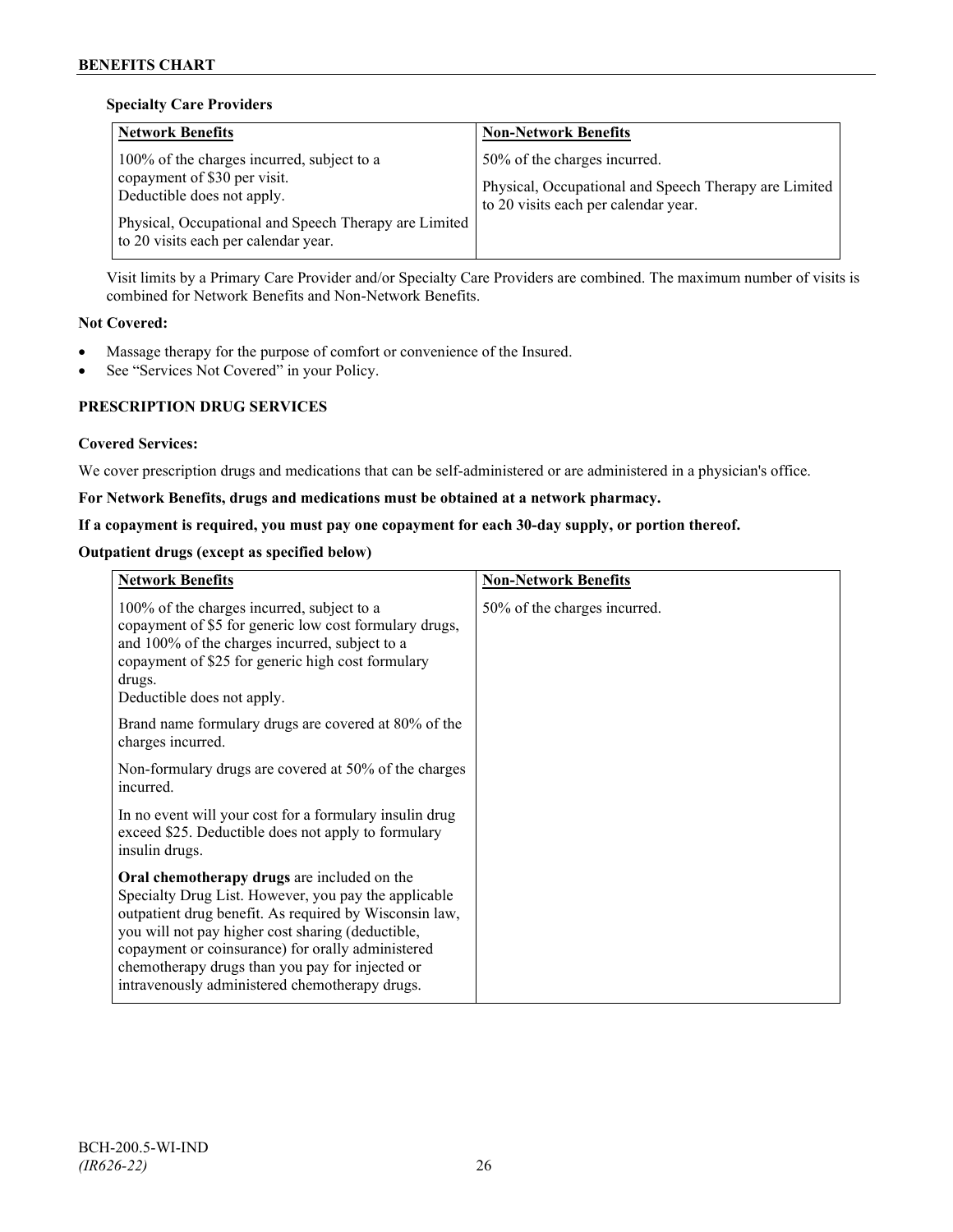**Specialty Care Providers**

| Network Benefits | Non-Network Benefits |
|---|---|
| 100% of the charges incurred, subject to a copayment of $30 per visit.<br>Deductible does not apply.<br><br>Physical, Occupational and Speech Therapy are Limited to 20 visits each per calendar year. | 50% of the charges incurred.<br><br>Physical, Occupational and Speech Therapy are Limited to 20 visits each per calendar year. |

Visit limits by a Primary Care Provider and/or Specialty Care Providers are combined. The maximum number of visits is combined for Network Benefits and Non-Network Benefits.

**Not Covered:**

- Massage therapy for the purpose of comfort or convenience of the Insured.
- See "Services Not Covered" in your Policy.

**PRESCRIPTION DRUG SERVICES**

**Covered Services:**

We cover prescription drugs and medications that can be self-administered or are administered in a physician's office.

**For Network Benefits, drugs and medications must be obtained at a network pharmacy.**

**If a copayment is required, you must pay one copayment for each 30-day supply, or portion thereof.**

**Outpatient drugs (except as specified below)**

| Network Benefits | Non-Network Benefits |
|---|---|
| 100% of the charges incurred, subject to a copayment of $5 for generic low cost formulary drugs, and 100% of the charges incurred, subject to a copayment of $25 for generic high cost formulary drugs.<br>Deductible does not apply.<br><br>Brand name formulary drugs are covered at 80% of the charges incurred.<br><br>Non-formulary drugs are covered at 50% of the charges incurred.<br><br>In no event will your cost for a formulary insulin drug exceed $25. Deductible does not apply to formulary insulin drugs.<br><br>**Oral chemotherapy drugs** are included on the Specialty Drug List. However, you pay the applicable outpatient drug benefit. As required by Wisconsin law, you will not pay higher cost sharing (deductible, copayment or coinsurance) for orally administered chemotherapy drugs than you pay for injected or intravenously administered chemotherapy drugs. | 50% of the charges incurred. |

BCH-200.5-WI-IND
*(IR626-22)*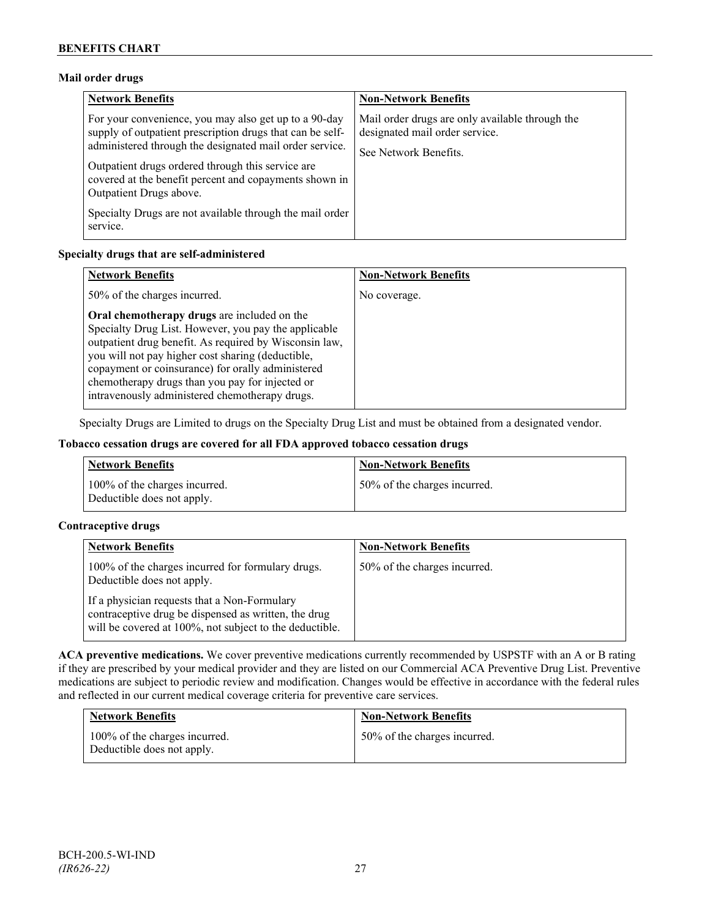**Mail order drugs**

| Network Benefits | Non-Network Benefits |
|---|---|
| For your convenience, you may also get up to a 90-day supply of outpatient prescription drugs that can be self-administered through the designated mail order service.<br><br>Outpatient drugs ordered through this service are covered at the benefit percent and copayments shown in Outpatient Drugs above.<br><br>Specialty Drugs are not available through the mail order service. | Mail order drugs are only available through the designated mail order service.<br><br>See Network Benefits. |

**Specialty drugs that are self-administered**

| Network Benefits | Non-Network Benefits |
|---|---|
| 50% of the charges incurred.<br><br>**Oral chemotherapy drugs** are included on the Specialty Drug List. However, you pay the applicable outpatient drug benefit. As required by Wisconsin law, you will not pay higher cost sharing (deductible, copayment or coinsurance) for orally administered chemotherapy drugs than you pay for injected or intravenously administered chemotherapy drugs. | No coverage. |

Specialty Drugs are Limited to drugs on the Specialty Drug List and must be obtained from a designated vendor.

**Tobacco cessation drugs are covered for all FDA approved tobacco cessation drugs**

| Network Benefits | Non-Network Benefits |
|---|---|
| 100% of the charges incurred.<br>Deductible does not apply. | 50% of the charges incurred. |

**Contraceptive drugs**

| Network Benefits | Non-Network Benefits |
|---|---|
| 100% of the charges incurred for formulary drugs. Deductible does not apply.<br><br>If a physician requests that a Non-Formulary contraceptive drug be dispensed as written, the drug will be covered at 100%, not subject to the deductible. | 50% of the charges incurred. |

**ACA preventive medications.** We cover preventive medications currently recommended by USPSTF with an A or B rating if they are prescribed by your medical provider and they are listed on our Commercial ACA Preventive Drug List. Preventive medications are subject to periodic review and modification. Changes would be effective in accordance with the federal rules and reflected in our current medical coverage criteria for preventive care services.

| Network Benefits | Non-Network Benefits |
|---|---|
| 100% of the charges incurred.<br>Deductible does not apply. | 50% of the charges incurred. |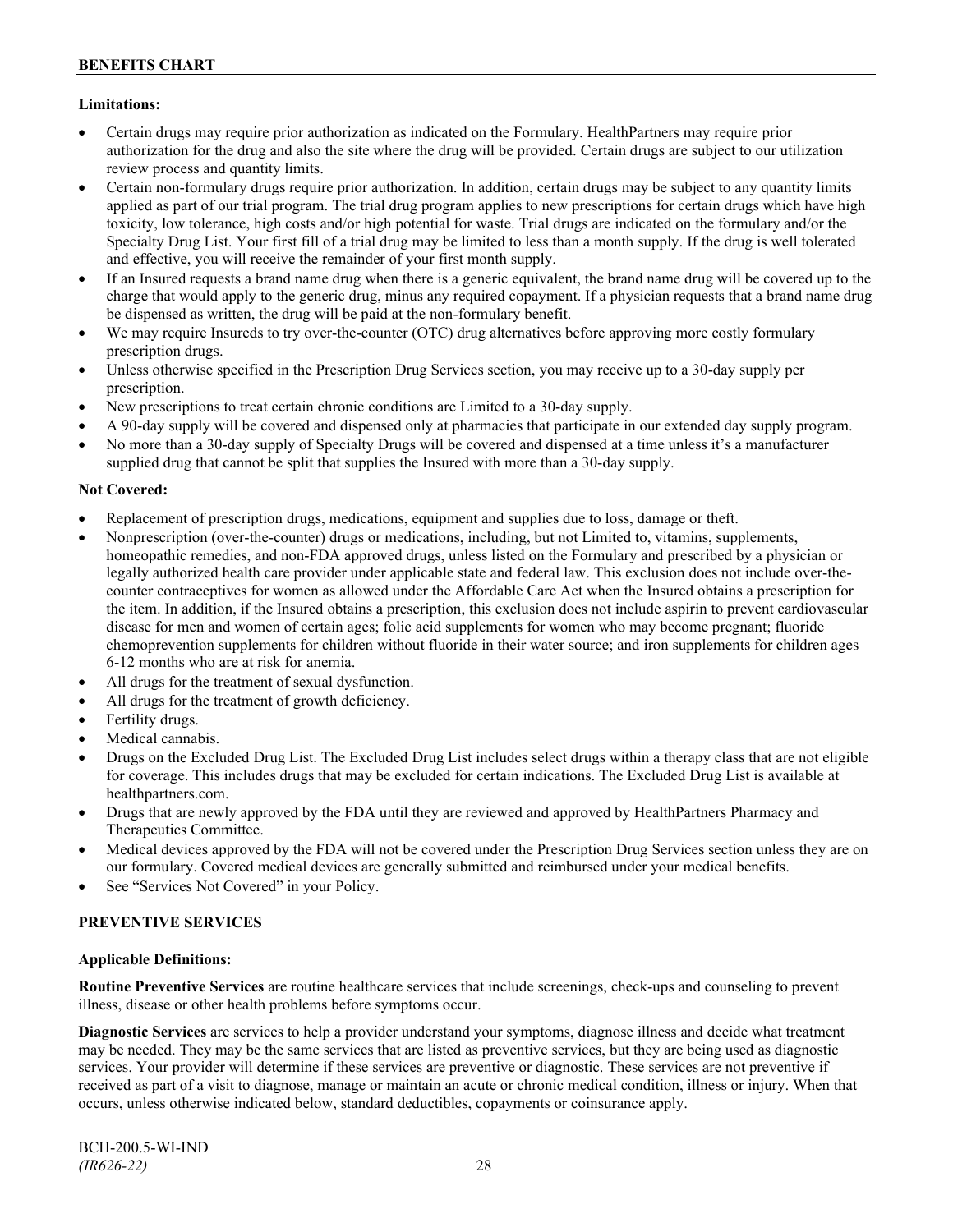**Limitations:**

- Certain drugs may require prior authorization as indicated on the Formulary. HealthPartners may require prior authorization for the drug and also the site where the drug will be provided. Certain drugs are subject to our utilization review process and quantity limits.
- Certain non-formulary drugs require prior authorization. In addition, certain drugs may be subject to any quantity limits applied as part of our trial program. The trial drug program applies to new prescriptions for certain drugs which have high toxicity, low tolerance, high costs and/or high potential for waste. Trial drugs are indicated on the formulary and/or the Specialty Drug List. Your first fill of a trial drug may be limited to less than a month supply. If the drug is well tolerated and effective, you will receive the remainder of your first month supply.
- If an Insured requests a brand name drug when there is a generic equivalent, the brand name drug will be covered up to the charge that would apply to the generic drug, minus any required copayment. If a physician requests that a brand name drug be dispensed as written, the drug will be paid at the non-formulary benefit.
- We may require Insureds to try over-the-counter (OTC) drug alternatives before approving more costly formulary prescription drugs.
- Unless otherwise specified in the Prescription Drug Services section, you may receive up to a 30-day supply per prescription.
- New prescriptions to treat certain chronic conditions are Limited to a 30-day supply.
- A 90-day supply will be covered and dispensed only at pharmacies that participate in our extended day supply program.
- No more than a 30-day supply of Specialty Drugs will be covered and dispensed at a time unless it's a manufacturer supplied drug that cannot be split that supplies the Insured with more than a 30-day supply.

**Not Covered:**

- Replacement of prescription drugs, medications, equipment and supplies due to loss, damage or theft.
- Nonprescription (over-the-counter) drugs or medications, including, but not Limited to, vitamins, supplements, homeopathic remedies, and non-FDA approved drugs, unless listed on the Formulary and prescribed by a physician or legally authorized health care provider under applicable state and federal law. This exclusion does not include over-the-counter contraceptives for women as allowed under the Affordable Care Act when the Insured obtains a prescription for the item. In addition, if the Insured obtains a prescription, this exclusion does not include aspirin to prevent cardiovascular disease for men and women of certain ages; folic acid supplements for women who may become pregnant; fluoride chemoprevention supplements for children without fluoride in their water source; and iron supplements for children ages 6-12 months who are at risk for anemia.
- All drugs for the treatment of sexual dysfunction.
- All drugs for the treatment of growth deficiency.
- Fertility drugs.
- Medical cannabis.
- Drugs on the Excluded Drug List. The Excluded Drug List includes select drugs within a therapy class that are not eligible for coverage. This includes drugs that may be excluded for certain indications. The Excluded Drug List is available at healthpartners.com.
- Drugs that are newly approved by the FDA until they are reviewed and approved by HealthPartners Pharmacy and Therapeutics Committee.
- Medical devices approved by the FDA will not be covered under the Prescription Drug Services section unless they are on our formulary. Covered medical devices are generally submitted and reimbursed under your medical benefits.
- See "Services Not Covered" in your Policy.

## PREVENTIVE SERVICES

**Applicable Definitions:**

**Routine Preventive Services** are routine healthcare services that include screenings, check-ups and counseling to prevent illness, disease or other health problems before symptoms occur.

**Diagnostic Services** are services to help a provider understand your symptoms, diagnose illness and decide what treatment may be needed. They may be the same services that are listed as preventive services, but they are being used as diagnostic services. Your provider will determine if these services are preventive or diagnostic. These services are not preventive if received as part of a visit to diagnose, manage or maintain an acute or chronic medical condition, illness or injury. When that occurs, unless otherwise indicated below, standard deductibles, copayments or coinsurance apply.

BCH-200.5-WI-IND
*(IR626-22)*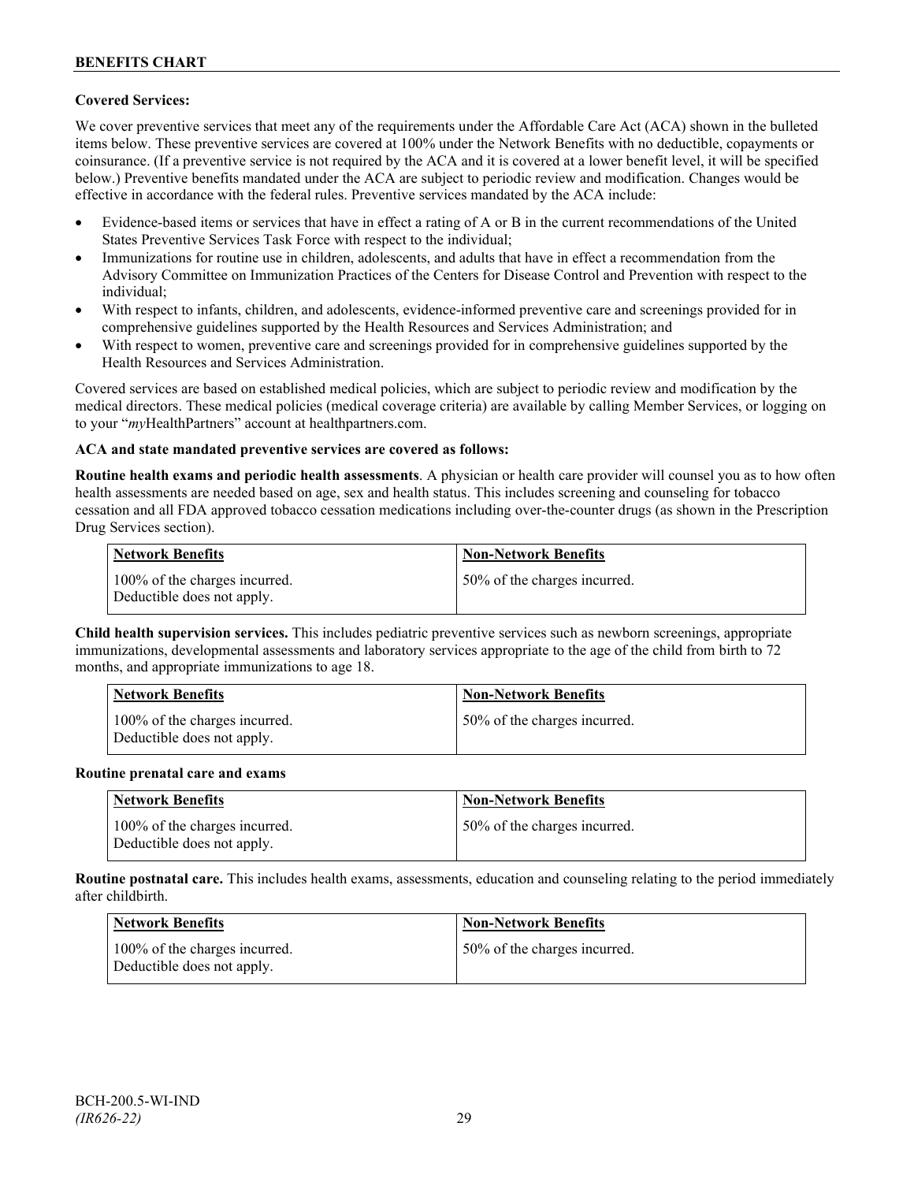**Covered Services:**

We cover preventive services that meet any of the requirements under the Affordable Care Act (ACA) shown in the bulleted items below. These preventive services are covered at 100% under the Network Benefits with no deductible, copayments or coinsurance. (If a preventive service is not required by the ACA and it is covered at a lower benefit level, it will be specified below.) Preventive benefits mandated under the ACA are subject to periodic review and modification. Changes would be effective in accordance with the federal rules. Preventive services mandated by the ACA include:

- Evidence-based items or services that have in effect a rating of A or B in the current recommendations of the United States Preventive Services Task Force with respect to the individual;
- Immunizations for routine use in children, adolescents, and adults that have in effect a recommendation from the Advisory Committee on Immunization Practices of the Centers for Disease Control and Prevention with respect to the individual;
- With respect to infants, children, and adolescents, evidence-informed preventive care and screenings provided for in comprehensive guidelines supported by the Health Resources and Services Administration; and
- With respect to women, preventive care and screenings provided for in comprehensive guidelines supported by the Health Resources and Services Administration.

Covered services are based on established medical policies, which are subject to periodic review and modification by the medical directors. These medical policies (medical coverage criteria) are available by calling Member Services, or logging on to your "*my*HealthPartners" account at healthpartners.com.

**ACA and state mandated preventive services are covered as follows:**

**Routine health exams and periodic health assessments**. A physician or health care provider will counsel you as to how often health assessments are needed based on age, sex and health status. This includes screening and counseling for tobacco cessation and all FDA approved tobacco cessation medications including over-the-counter drugs (as shown in the Prescription Drug Services section).

| Network Benefits | Non-Network Benefits |
|---|---|
| 100% of the charges incurred. Deductible does not apply. | 50% of the charges incurred. |

**Child health supervision services.** This includes pediatric preventive services such as newborn screenings, appropriate immunizations, developmental assessments and laboratory services appropriate to the age of the child from birth to 72 months, and appropriate immunizations to age 18.

| Network Benefits | Non-Network Benefits |
|---|---|
| 100% of the charges incurred. Deductible does not apply. | 50% of the charges incurred. |

**Routine prenatal care and exams**

| Network Benefits | Non-Network Benefits |
|---|---|
| 100% of the charges incurred. Deductible does not apply. | 50% of the charges incurred. |

**Routine postnatal care.** This includes health exams, assessments, education and counseling relating to the period immediately after childbirth.

| Network Benefits | Non-Network Benefits |
|---|---|
| 100% of the charges incurred. Deductible does not apply. | 50% of the charges incurred. |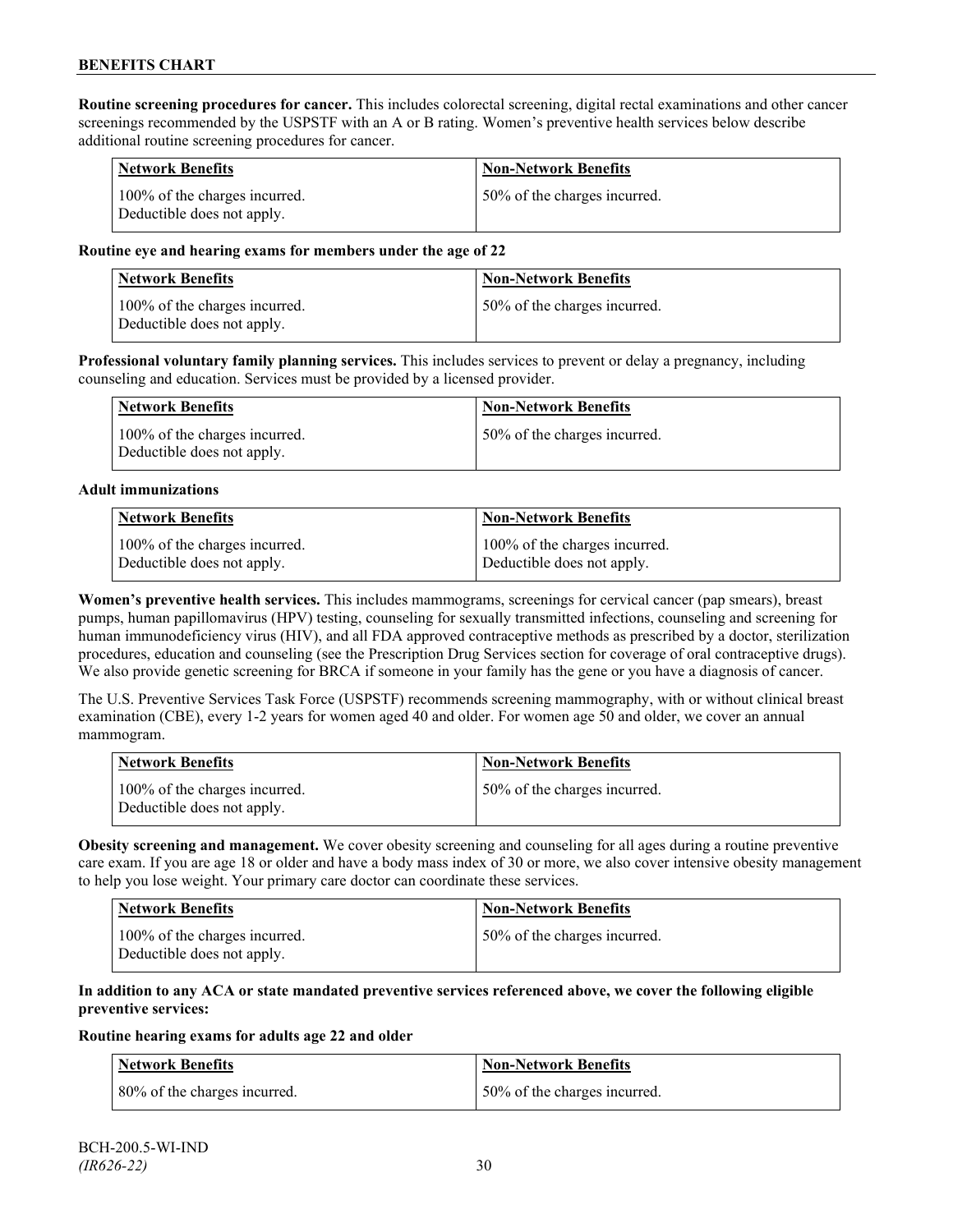**Routine screening procedures for cancer.** This includes colorectal screening, digital rectal examinations and other cancer screenings recommended by the USPSTF with an A or B rating. Women's preventive health services below describe additional routine screening procedures for cancer.

| Network Benefits | Non-Network Benefits |
|---|---|
| 100% of the charges incurred. Deductible does not apply. | 50% of the charges incurred. |

**Routine eye and hearing exams for members under the age of 22**

| Network Benefits | Non-Network Benefits |
|---|---|
| 100% of the charges incurred. Deductible does not apply. | 50% of the charges incurred. |

**Professional voluntary family planning services.** This includes services to prevent or delay a pregnancy, including counseling and education. Services must be provided by a licensed provider.

| Network Benefits | Non-Network Benefits |
|---|---|
| 100% of the charges incurred. Deductible does not apply. | 50% of the charges incurred. |

**Adult immunizations**

| Network Benefits | Non-Network Benefits |
|---|---|
| 100% of the charges incurred. Deductible does not apply. | 100% of the charges incurred. Deductible does not apply. |

**Women's preventive health services.** This includes mammograms, screenings for cervical cancer (pap smears), breast pumps, human papillomavirus (HPV) testing, counseling for sexually transmitted infections, counseling and screening for human immunodeficiency virus (HIV), and all FDA approved contraceptive methods as prescribed by a doctor, sterilization procedures, education and counseling (see the Prescription Drug Services section for coverage of oral contraceptive drugs). We also provide genetic screening for BRCA if someone in your family has the gene or you have a diagnosis of cancer.

The U.S. Preventive Services Task Force (USPSTF) recommends screening mammography, with or without clinical breast examination (CBE), every 1-2 years for women aged 40 and older. For women age 50 and older, we cover an annual mammogram.

| Network Benefits | Non-Network Benefits |
|---|---|
| 100% of the charges incurred. Deductible does not apply. | 50% of the charges incurred. |

**Obesity screening and management.** We cover obesity screening and counseling for all ages during a routine preventive care exam. If you are age 18 or older and have a body mass index of 30 or more, we also cover intensive obesity management to help you lose weight. Your primary care doctor can coordinate these services.

| Network Benefits | Non-Network Benefits |
|---|---|
| 100% of the charges incurred. Deductible does not apply. | 50% of the charges incurred. |

**In addition to any ACA or state mandated preventive services referenced above, we cover the following eligible preventive services:**

**Routine hearing exams for adults age 22 and older**

| Network Benefits | Non-Network Benefits |
|---|---|
| 80% of the charges incurred. | 50% of the charges incurred. |

BCH-200.5-WI-IND
*(IR626-22)*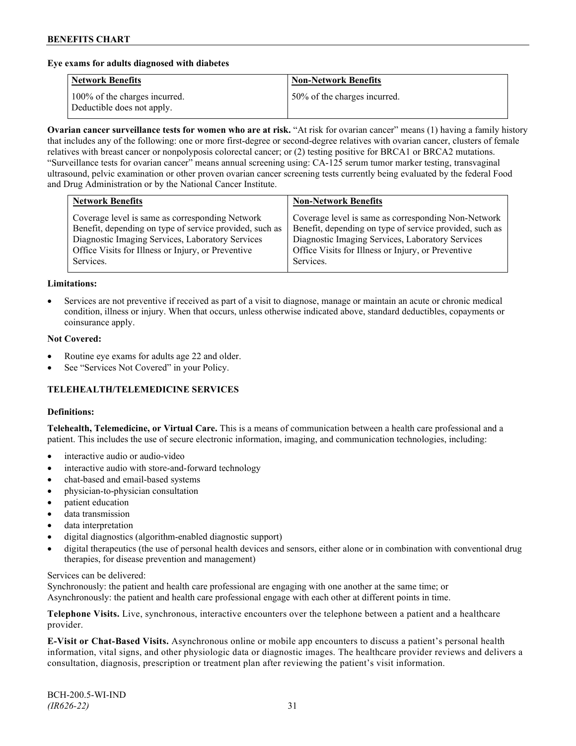**Eye exams for adults diagnosed with diabetes**

| Network Benefits | Non-Network Benefits |
| --- | --- |
| 100% of the charges incurred. Deductible does not apply. | 50% of the charges incurred. |

**Ovarian cancer surveillance tests for women who are at risk.** "At risk for ovarian cancer" means (1) having a family history that includes any of the following: one or more first-degree or second-degree relatives with ovarian cancer, clusters of female relatives with breast cancer or nonpolyposis colorectal cancer; or (2) testing positive for BRCA1 or BRCA2 mutations. "Surveillance tests for ovarian cancer" means annual screening using: CA-125 serum tumor marker testing, transvaginal ultrasound, pelvic examination or other proven ovarian cancer screening tests currently being evaluated by the federal Food and Drug Administration or by the National Cancer Institute.

| Network Benefits | Non-Network Benefits |
| --- | --- |
| Coverage level is same as corresponding Network Benefit, depending on type of service provided, such as Diagnostic Imaging Services, Laboratory Services Office Visits for Illness or Injury, or Preventive Services. | Coverage level is same as corresponding Non-Network Benefit, depending on type of service provided, such as Diagnostic Imaging Services, Laboratory Services Office Visits for Illness or Injury, or Preventive Services. |

**Limitations:**

- Services are not preventive if received as part of a visit to diagnose, manage or maintain an acute or chronic medical condition, illness or injury. When that occurs, unless otherwise indicated above, standard deductibles, copayments or coinsurance apply.

**Not Covered:**

- Routine eye exams for adults age 22 and older.
- See "Services Not Covered" in your Policy.

## TELEHEALTH/TELEMEDICINE SERVICES

**Definitions:**

**Telehealth, Telemedicine, or Virtual Care.** This is a means of communication between a health care professional and a patient. This includes the use of secure electronic information, imaging, and communication technologies, including:

- interactive audio or audio-video
- interactive audio with store-and-forward technology
- chat-based and email-based systems
- physician-to-physician consultation
- patient education
- data transmission
- data interpretation
- digital diagnostics (algorithm-enabled diagnostic support)
- digital therapeutics (the use of personal health devices and sensors, either alone or in combination with conventional drug therapies, for disease prevention and management)

Services can be delivered:
Synchronously: the patient and health care professional are engaging with one another at the same time; or
Asynchronously: the patient and health care professional engage with each other at different points in time.

**Telephone Visits.** Live, synchronous, interactive encounters over the telephone between a patient and a healthcare provider.

**E-Visit or Chat-Based Visits.** Asynchronous online or mobile app encounters to discuss a patient's personal health information, vital signs, and other physiologic data or diagnostic images. The healthcare provider reviews and delivers a consultation, diagnosis, prescription or treatment plan after reviewing the patient's visit information.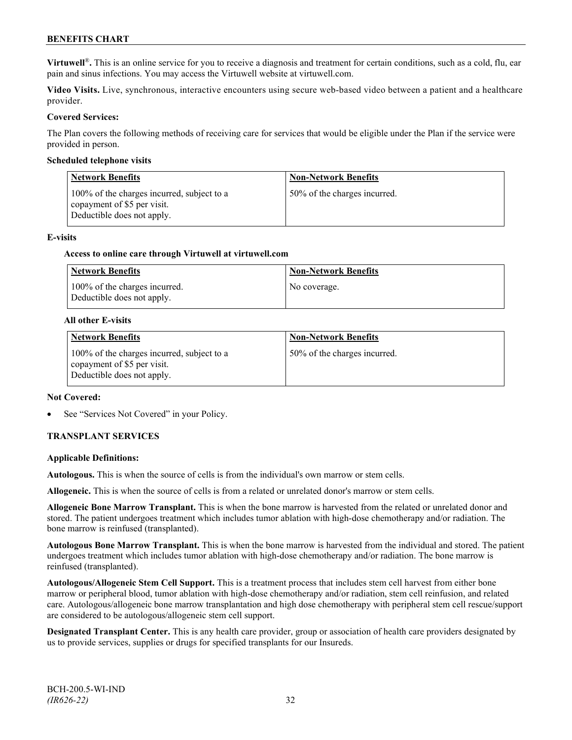**Virtuwell®.** This is an online service for you to receive a diagnosis and treatment for certain conditions, such as a cold, flu, ear pain and sinus infections. You may access the Virtuwell website at virtuwell.com.

**Video Visits.** Live, synchronous, interactive encounters using secure web-based video between a patient and a healthcare provider.

**Covered Services:**

The Plan covers the following methods of receiving care for services that would be eligible under the Plan if the service were provided in person.

**Scheduled telephone visits**

| Network Benefits | Non-Network Benefits |
|---|---|
| 100% of the charges incurred, subject to a copayment of $5 per visit. Deductible does not apply. | 50% of the charges incurred. |

**E-visits**

**Access to online care through Virtuwell at virtuwell.com**

| Network Benefits | Non-Network Benefits |
|---|---|
| 100% of the charges incurred. Deductible does not apply. | No coverage. |

**All other E-visits**

| Network Benefits | Non-Network Benefits |
|---|---|
| 100% of the charges incurred, subject to a copayment of $5 per visit. Deductible does not apply. | 50% of the charges incurred. |

**Not Covered:**

- See "Services Not Covered" in your Policy.

**TRANSPLANT SERVICES**

**Applicable Definitions:**

**Autologous.** This is when the source of cells is from the individual's own marrow or stem cells.

**Allogeneic.** This is when the source of cells is from a related or unrelated donor's marrow or stem cells.

**Allogeneic Bone Marrow Transplant.** This is when the bone marrow is harvested from the related or unrelated donor and stored. The patient undergoes treatment which includes tumor ablation with high-dose chemotherapy and/or radiation. The bone marrow is reinfused (transplanted).

**Autologous Bone Marrow Transplant.** This is when the bone marrow is harvested from the individual and stored. The patient undergoes treatment which includes tumor ablation with high-dose chemotherapy and/or radiation. The bone marrow is reinfused (transplanted).

**Autologous/Allogeneic Stem Cell Support.** This is a treatment process that includes stem cell harvest from either bone marrow or peripheral blood, tumor ablation with high-dose chemotherapy and/or radiation, stem cell reinfusion, and related care. Autologous/allogeneic bone marrow transplantation and high dose chemotherapy with peripheral stem cell rescue/support are considered to be autologous/allogeneic stem cell support.

**Designated Transplant Center.** This is any health care provider, group or association of health care providers designated by us to provide services, supplies or drugs for specified transplants for our Insureds.

BCH-200.5-WI-IND
*(IR626-22)*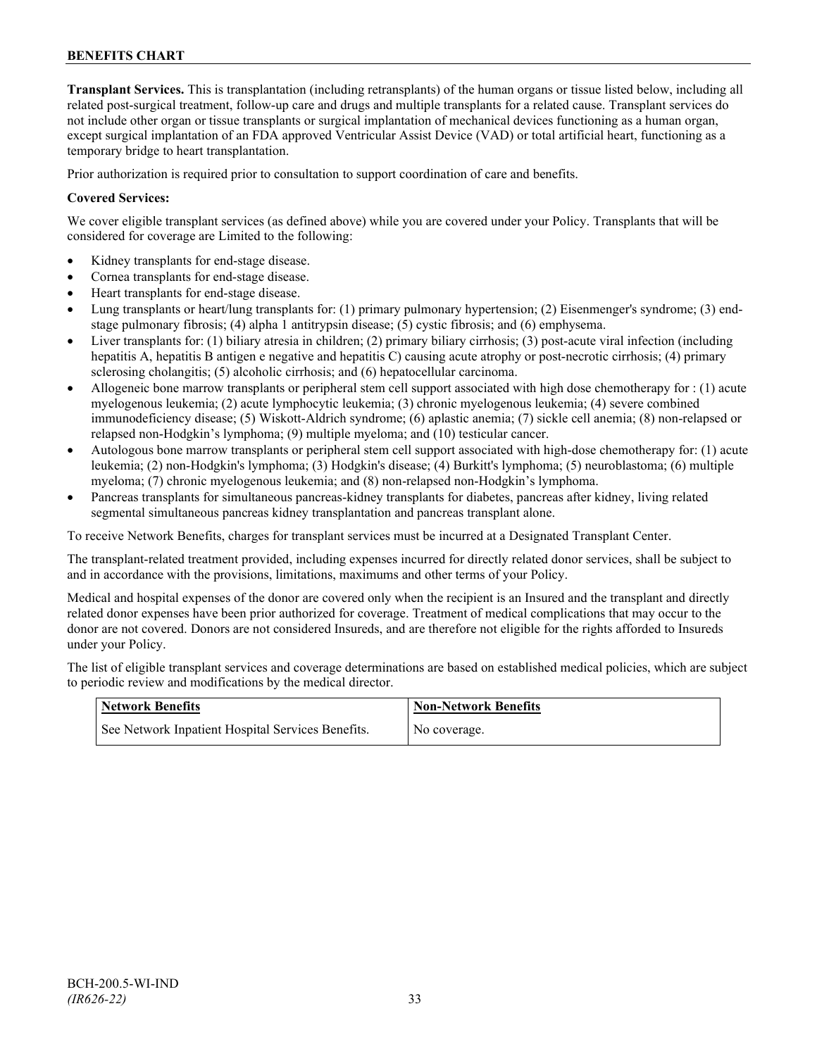**Transplant Services.** This is transplantation (including retransplants) of the human organs or tissue listed below, including all related post-surgical treatment, follow-up care and drugs and multiple transplants for a related cause. Transplant services do not include other organ or tissue transplants or surgical implantation of mechanical devices functioning as a human organ, except surgical implantation of an FDA approved Ventricular Assist Device (VAD) or total artificial heart, functioning as a temporary bridge to heart transplantation.

Prior authorization is required prior to consultation to support coordination of care and benefits.

**Covered Services:**

We cover eligible transplant services (as defined above) while you are covered under your Policy. Transplants that will be considered for coverage are Limited to the following:

- Kidney transplants for end-stage disease.
- Cornea transplants for end-stage disease.
- Heart transplants for end-stage disease.
- Lung transplants or heart/lung transplants for: (1) primary pulmonary hypertension; (2) Eisenmenger's syndrome; (3) end-stage pulmonary fibrosis; (4) alpha 1 antitrypsin disease; (5) cystic fibrosis; and (6) emphysema.
- Liver transplants for: (1) biliary atresia in children; (2) primary biliary cirrhosis; (3) post-acute viral infection (including hepatitis A, hepatitis B antigen e negative and hepatitis C) causing acute atrophy or post-necrotic cirrhosis; (4) primary sclerosing cholangitis; (5) alcoholic cirrhosis; and (6) hepatocellular carcinoma.
- Allogeneic bone marrow transplants or peripheral stem cell support associated with high dose chemotherapy for : (1) acute myelogenous leukemia; (2) acute lymphocytic leukemia; (3) chronic myelogenous leukemia; (4) severe combined immunodeficiency disease; (5) Wiskott-Aldrich syndrome; (6) aplastic anemia; (7) sickle cell anemia; (8) non-relapsed or relapsed non-Hodgkin's lymphoma; (9) multiple myeloma; and (10) testicular cancer.
- Autologous bone marrow transplants or peripheral stem cell support associated with high-dose chemotherapy for: (1) acute leukemia; (2) non-Hodgkin's lymphoma; (3) Hodgkin's disease; (4) Burkitt's lymphoma; (5) neuroblastoma; (6) multiple myeloma; (7) chronic myelogenous leukemia; and (8) non-relapsed non-Hodgkin's lymphoma.
- Pancreas transplants for simultaneous pancreas-kidney transplants for diabetes, pancreas after kidney, living related segmental simultaneous pancreas kidney transplantation and pancreas transplant alone.

To receive Network Benefits, charges for transplant services must be incurred at a Designated Transplant Center.

The transplant-related treatment provided, including expenses incurred for directly related donor services, shall be subject to and in accordance with the provisions, limitations, maximums and other terms of your Policy.

Medical and hospital expenses of the donor are covered only when the recipient is an Insured and the transplant and directly related donor expenses have been prior authorized for coverage. Treatment of medical complications that may occur to the donor are not covered. Donors are not considered Insureds, and are therefore not eligible for the rights afforded to Insureds under your Policy.

The list of eligible transplant services and coverage determinations are based on established medical policies, which are subject to periodic review and modifications by the medical director.

| **Network Benefits** | **Non-Network Benefits** |
|---|---|
| See Network Inpatient Hospital Services Benefits. | No coverage. |

BCH-200.5-WI-IND
*(IR626-22)*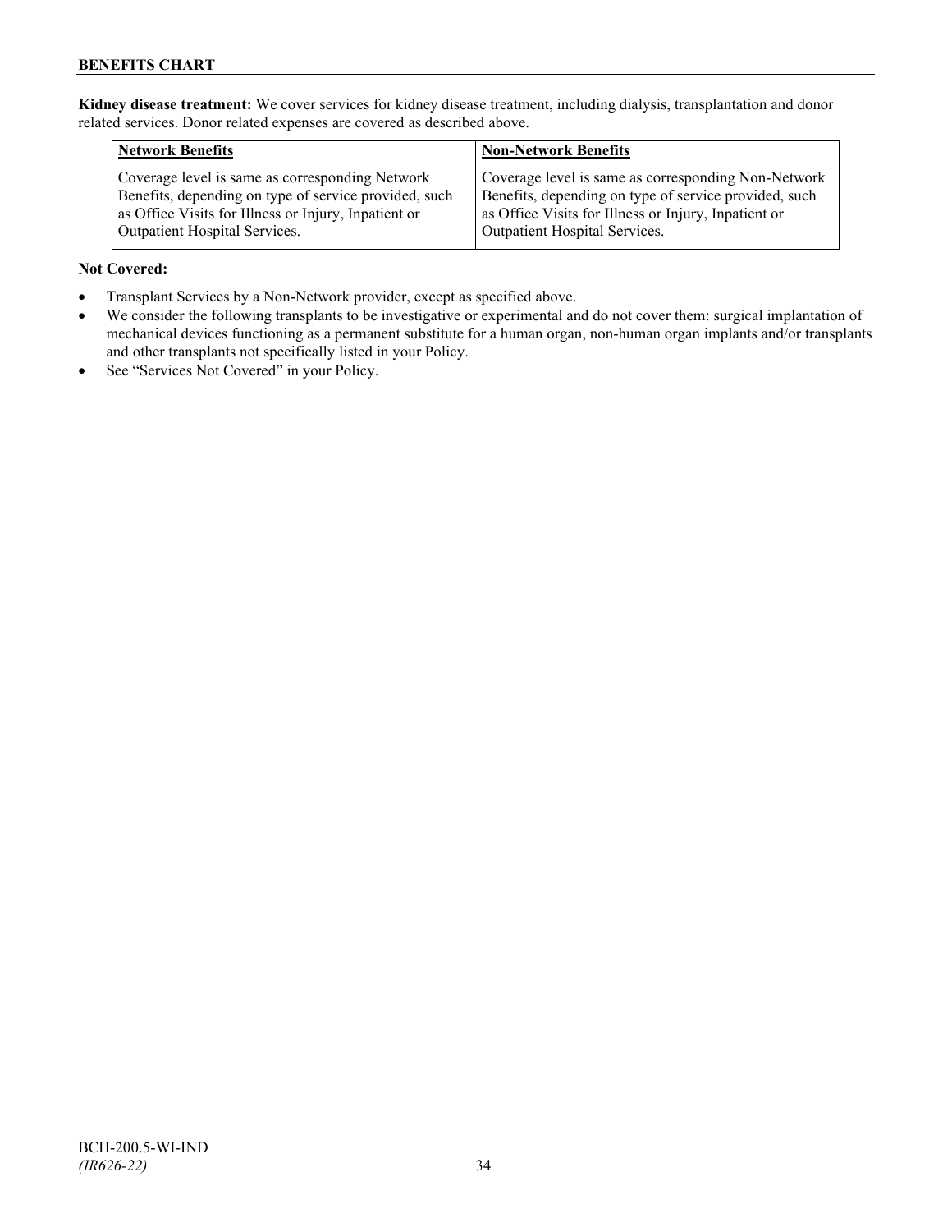**Kidney disease treatment:** We cover services for kidney disease treatment, including dialysis, transplantation and donor related services. Donor related expenses are covered as described above.

| Network Benefits | Non-Network Benefits |
|---|---|
| Coverage level is same as corresponding Network Benefits, depending on type of service provided, such as Office Visits for Illness or Injury, Inpatient or Outpatient Hospital Services. | Coverage level is same as corresponding Non-Network Benefits, depending on type of service provided, such as Office Visits for Illness or Injury, Inpatient or Outpatient Hospital Services. |

**Not Covered:**

- Transplant Services by a Non-Network provider, except as specified above.
- We consider the following transplants to be investigative or experimental and do not cover them: surgical implantation of mechanical devices functioning as a permanent substitute for a human organ, non-human organ implants and/or transplants and other transplants not specifically listed in your Policy.
- See "Services Not Covered" in your Policy.